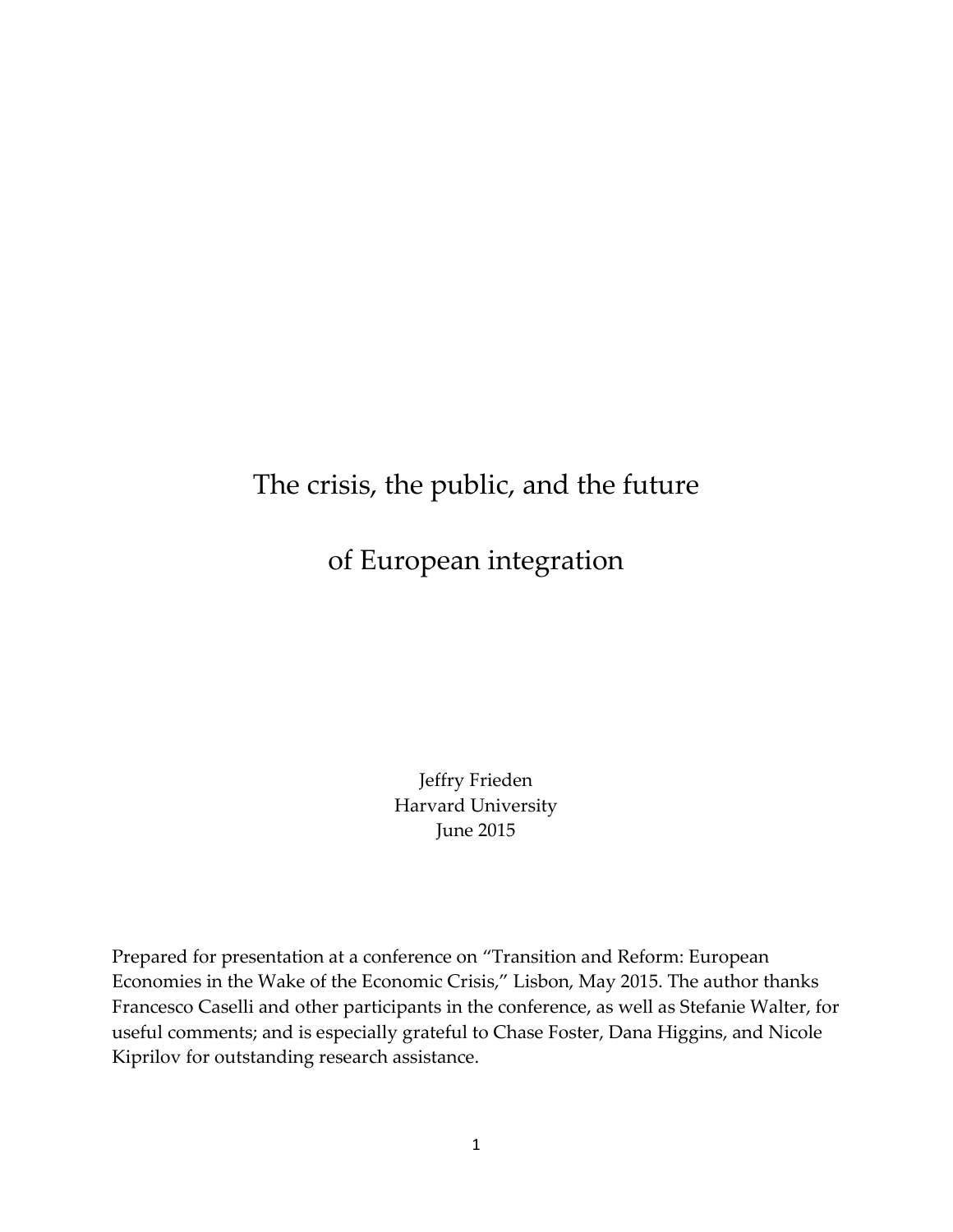# The crisis, the public, and the future of European integration

Jeffry Frieden
Harvard University
June 2015

Prepared for presentation at a conference on "Transition and Reform: European Economies in the Wake of the Economic Crisis," Lisbon, May 2015. The author thanks Francesco Caselli and other participants in the conference, as well as Stefanie Walter, for useful comments; and is especially grateful to Chase Foster, Dana Higgins, and Nicole Kiprilov for outstanding research assistance.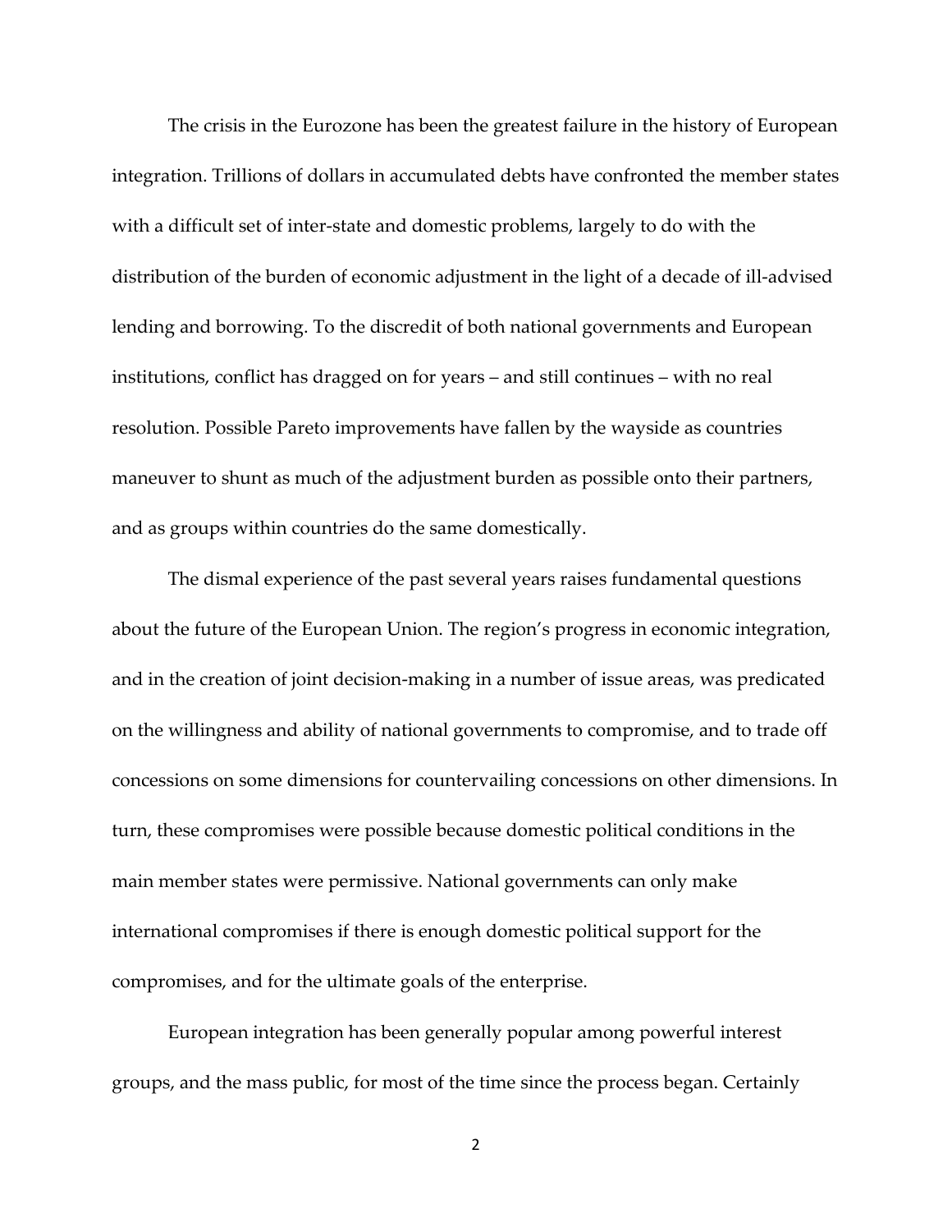The crisis in the Eurozone has been the greatest failure in the history of European integration. Trillions of dollars in accumulated debts have confronted the member states with a difficult set of inter-state and domestic problems, largely to do with the distribution of the burden of economic adjustment in the light of a decade of ill-advised lending and borrowing. To the discredit of both national governments and European institutions, conflict has dragged on for years – and still continues – with no real resolution. Possible Pareto improvements have fallen by the wayside as countries maneuver to shunt as much of the adjustment burden as possible onto their partners, and as groups within countries do the same domestically.

The dismal experience of the past several years raises fundamental questions about the future of the European Union. The region's progress in economic integration, and in the creation of joint decision-making in a number of issue areas, was predicated on the willingness and ability of national governments to compromise, and to trade off concessions on some dimensions for countervailing concessions on other dimensions. In turn, these compromises were possible because domestic political conditions in the main member states were permissive. National governments can only make international compromises if there is enough domestic political support for the compromises, and for the ultimate goals of the enterprise.

European integration has been generally popular among powerful interest groups, and the mass public, for most of the time since the process began. Certainly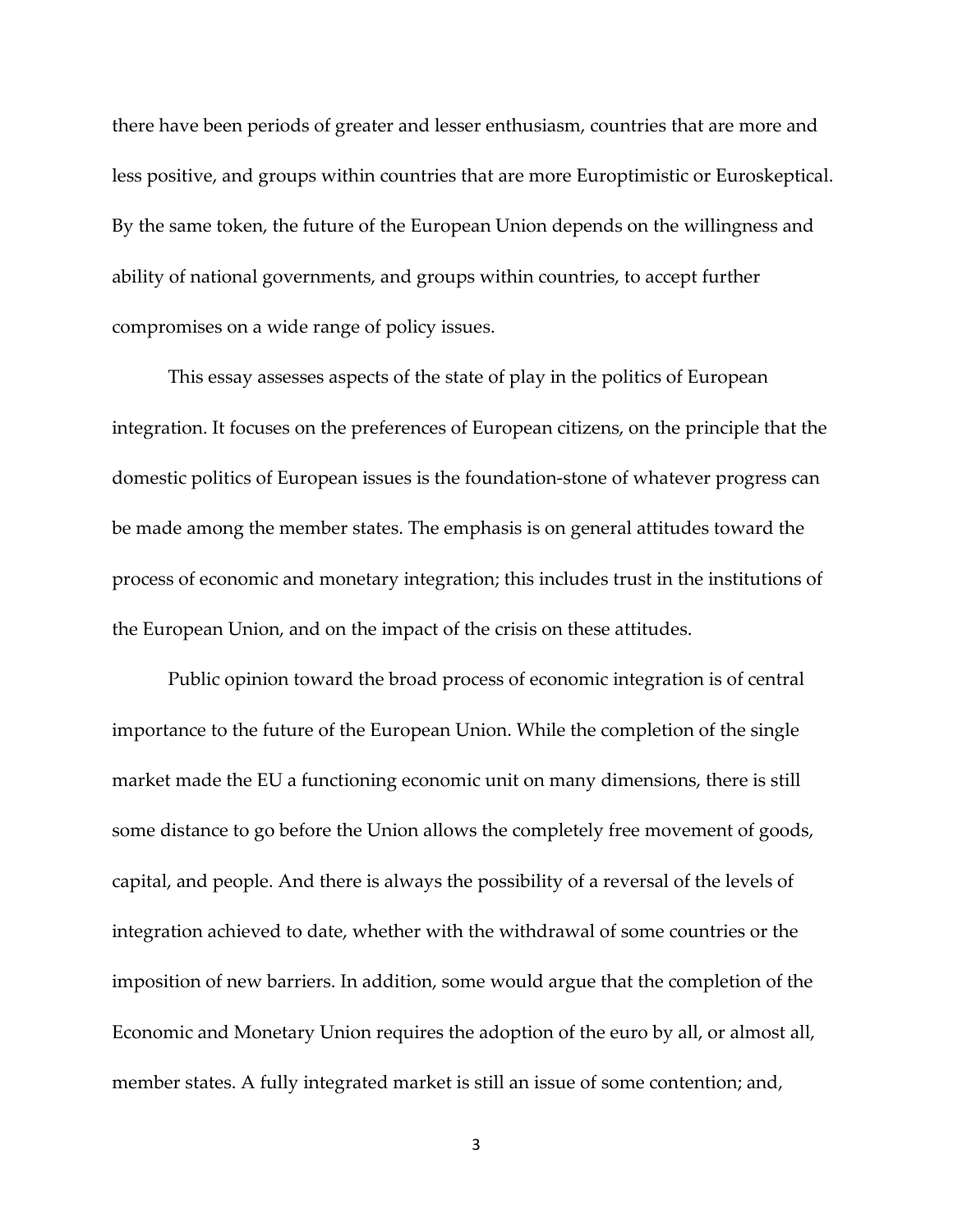there have been periods of greater and lesser enthusiasm, countries that are more and less positive, and groups within countries that are more Europtimistic or Euroskeptical. By the same token, the future of the European Union depends on the willingness and ability of national governments, and groups within countries, to accept further compromises on a wide range of policy issues.

This essay assesses aspects of the state of play in the politics of European integration. It focuses on the preferences of European citizens, on the principle that the domestic politics of European issues is the foundation-stone of whatever progress can be made among the member states. The emphasis is on general attitudes toward the process of economic and monetary integration; this includes trust in the institutions of the European Union, and on the impact of the crisis on these attitudes.

Public opinion toward the broad process of economic integration is of central importance to the future of the European Union. While the completion of the single market made the EU a functioning economic unit on many dimensions, there is still some distance to go before the Union allows the completely free movement of goods, capital, and people. And there is always the possibility of a reversal of the levels of integration achieved to date, whether with the withdrawal of some countries or the imposition of new barriers. In addition, some would argue that the completion of the Economic and Monetary Union requires the adoption of the euro by all, or almost all, member states. A fully integrated market is still an issue of some contention; and,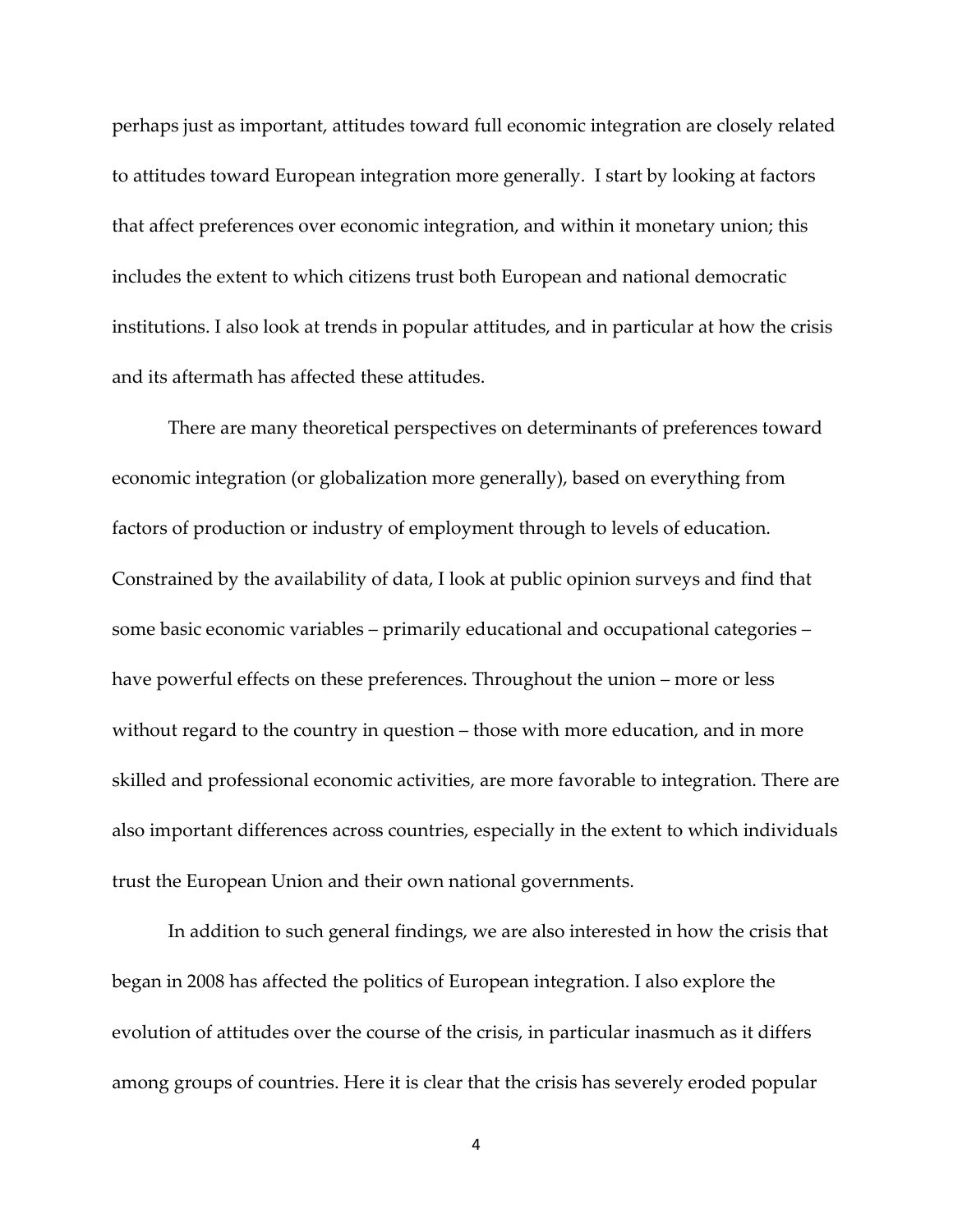perhaps just as important, attitudes toward full economic integration are closely related to attitudes toward European integration more generally. I start by looking at factors that affect preferences over economic integration, and within it monetary union; this includes the extent to which citizens trust both European and national democratic institutions. I also look at trends in popular attitudes, and in particular at how the crisis and its aftermath has affected these attitudes.

There are many theoretical perspectives on determinants of preferences toward economic integration (or globalization more generally), based on everything from factors of production or industry of employment through to levels of education. Constrained by the availability of data, I look at public opinion surveys and find that some basic economic variables – primarily educational and occupational categories – have powerful effects on these preferences. Throughout the union – more or less without regard to the country in question – those with more education, and in more skilled and professional economic activities, are more favorable to integration. There are also important differences across countries, especially in the extent to which individuals trust the European Union and their own national governments.

In addition to such general findings, we are also interested in how the crisis that began in 2008 has affected the politics of European integration. I also explore the evolution of attitudes over the course of the crisis, in particular inasmuch as it differs among groups of countries. Here it is clear that the crisis has severely eroded popular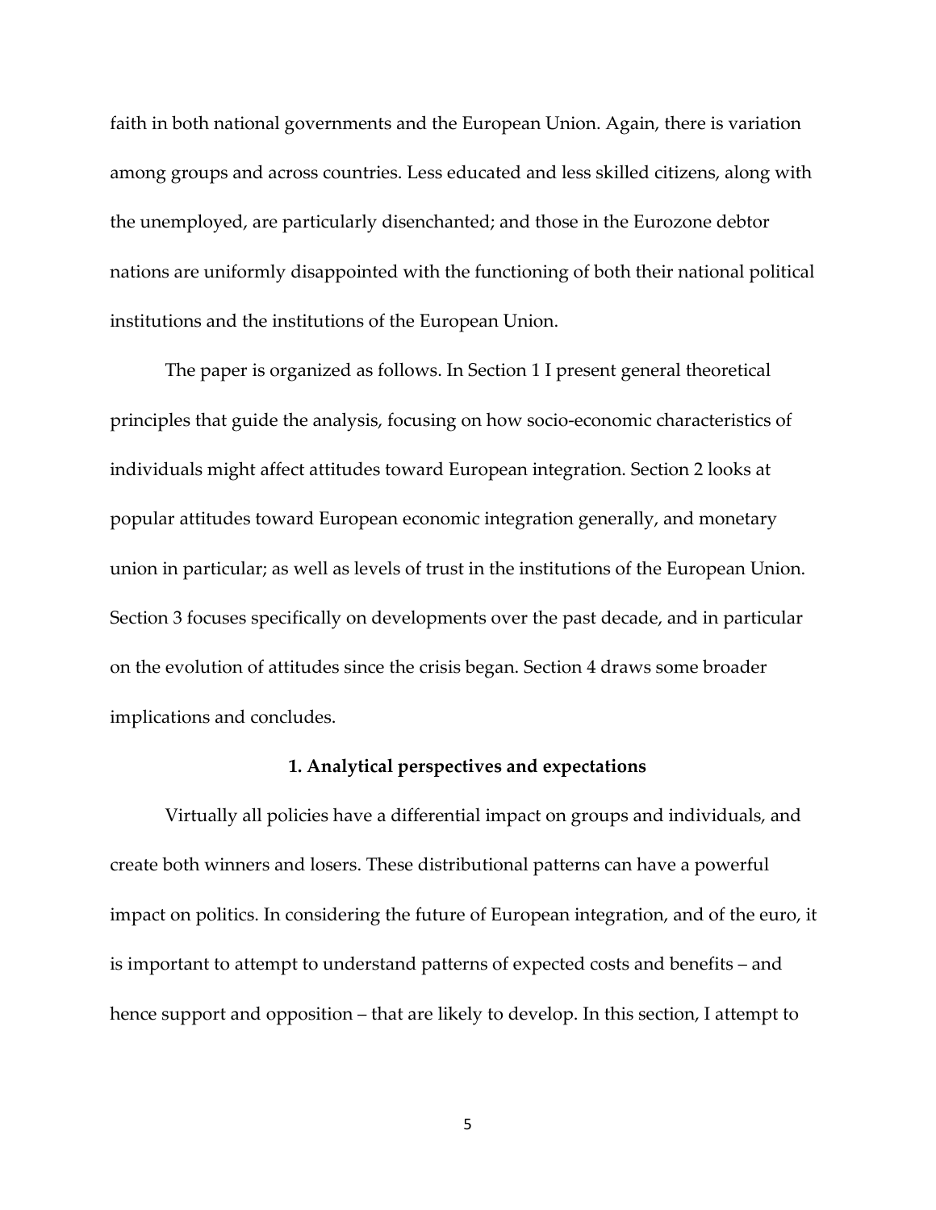faith in both national governments and the European Union. Again, there is variation among groups and across countries. Less educated and less skilled citizens, along with the unemployed, are particularly disenchanted; and those in the Eurozone debtor nations are uniformly disappointed with the functioning of both their national political institutions and the institutions of the European Union.

The paper is organized as follows. In Section 1 I present general theoretical principles that guide the analysis, focusing on how socio-economic characteristics of individuals might affect attitudes toward European integration. Section 2 looks at popular attitudes toward European economic integration generally, and monetary union in particular; as well as levels of trust in the institutions of the European Union. Section 3 focuses specifically on developments over the past decade, and in particular on the evolution of attitudes since the crisis began. Section 4 draws some broader implications and concludes.

## 1. Analytical perspectives and expectations

Virtually all policies have a differential impact on groups and individuals, and create both winners and losers. These distributional patterns can have a powerful impact on politics. In considering the future of European integration, and of the euro, it is important to attempt to understand patterns of expected costs and benefits – and hence support and opposition – that are likely to develop. In this section, I attempt to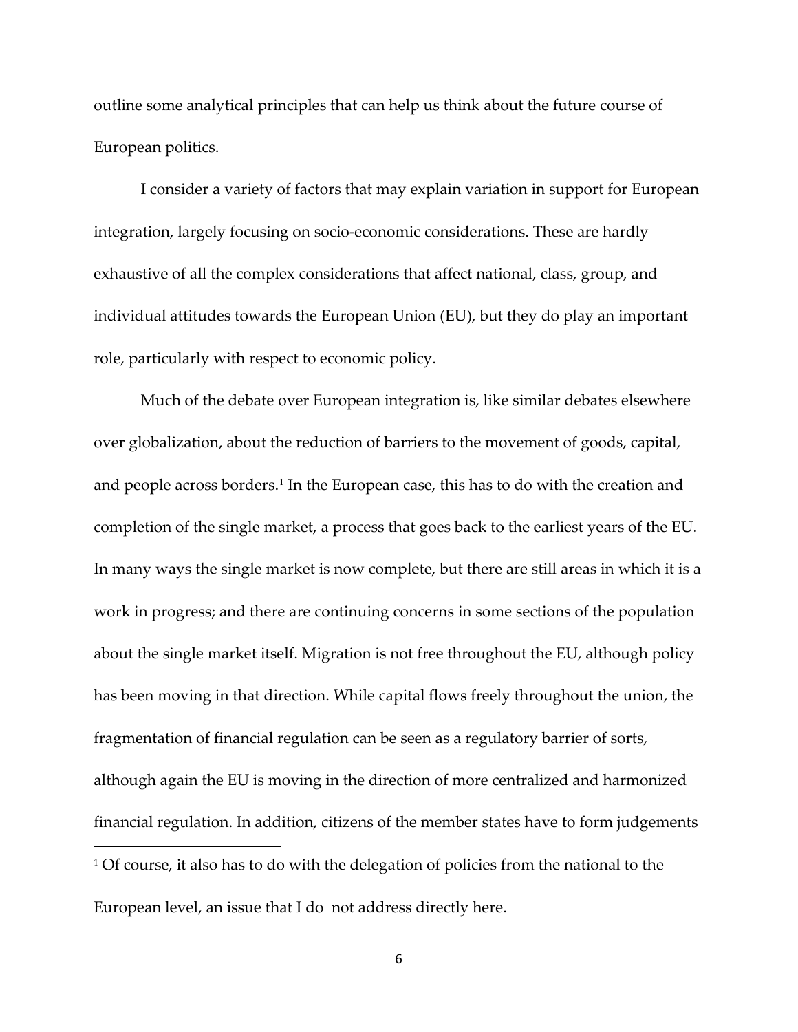outline some analytical principles that can help us think about the future course of European politics.

I consider a variety of factors that may explain variation in support for European integration, largely focusing on socio-economic considerations. These are hardly exhaustive of all the complex considerations that affect national, class, group, and individual attitudes towards the European Union (EU), but they do play an important role, particularly with respect to economic policy.

Much of the debate over European integration is, like similar debates elsewhere over globalization, about the reduction of barriers to the movement of goods, capital, and people across borders.[1] In the European case, this has to do with the creation and completion of the single market, a process that goes back to the earliest years of the EU. In many ways the single market is now complete, but there are still areas in which it is a work in progress; and there are continuing concerns in some sections of the population about the single market itself. Migration is not free throughout the EU, although policy has been moving in that direction. While capital flows freely throughout the union, the fragmentation of financial regulation can be seen as a regulatory barrier of sorts, although again the EU is moving in the direction of more centralized and harmonized financial regulation. In addition, citizens of the member states have to form judgements

[1] Of course, it also has to do with the delegation of policies from the national to the European level, an issue that I do not address directly here.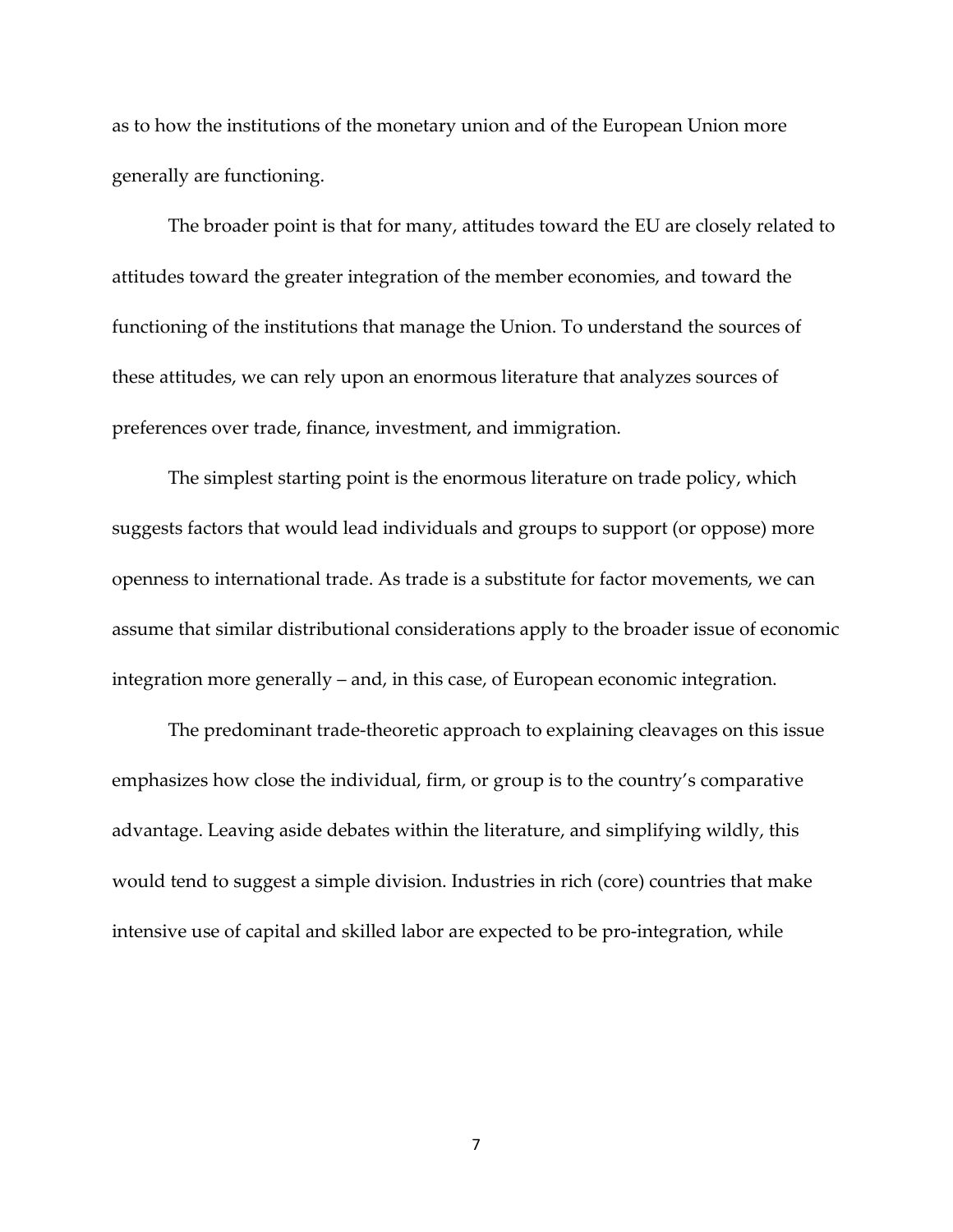as to how the institutions of the monetary union and of the European Union more generally are functioning.

The broader point is that for many, attitudes toward the EU are closely related to attitudes toward the greater integration of the member economies, and toward the functioning of the institutions that manage the Union. To understand the sources of these attitudes, we can rely upon an enormous literature that analyzes sources of preferences over trade, finance, investment, and immigration.

The simplest starting point is the enormous literature on trade policy, which suggests factors that would lead individuals and groups to support (or oppose) more openness to international trade. As trade is a substitute for factor movements, we can assume that similar distributional considerations apply to the broader issue of economic integration more generally – and, in this case, of European economic integration.

The predominant trade-theoretic approach to explaining cleavages on this issue emphasizes how close the individual, firm, or group is to the country's comparative advantage. Leaving aside debates within the literature, and simplifying wildly, this would tend to suggest a simple division. Industries in rich (core) countries that make intensive use of capital and skilled labor are expected to be pro-integration, while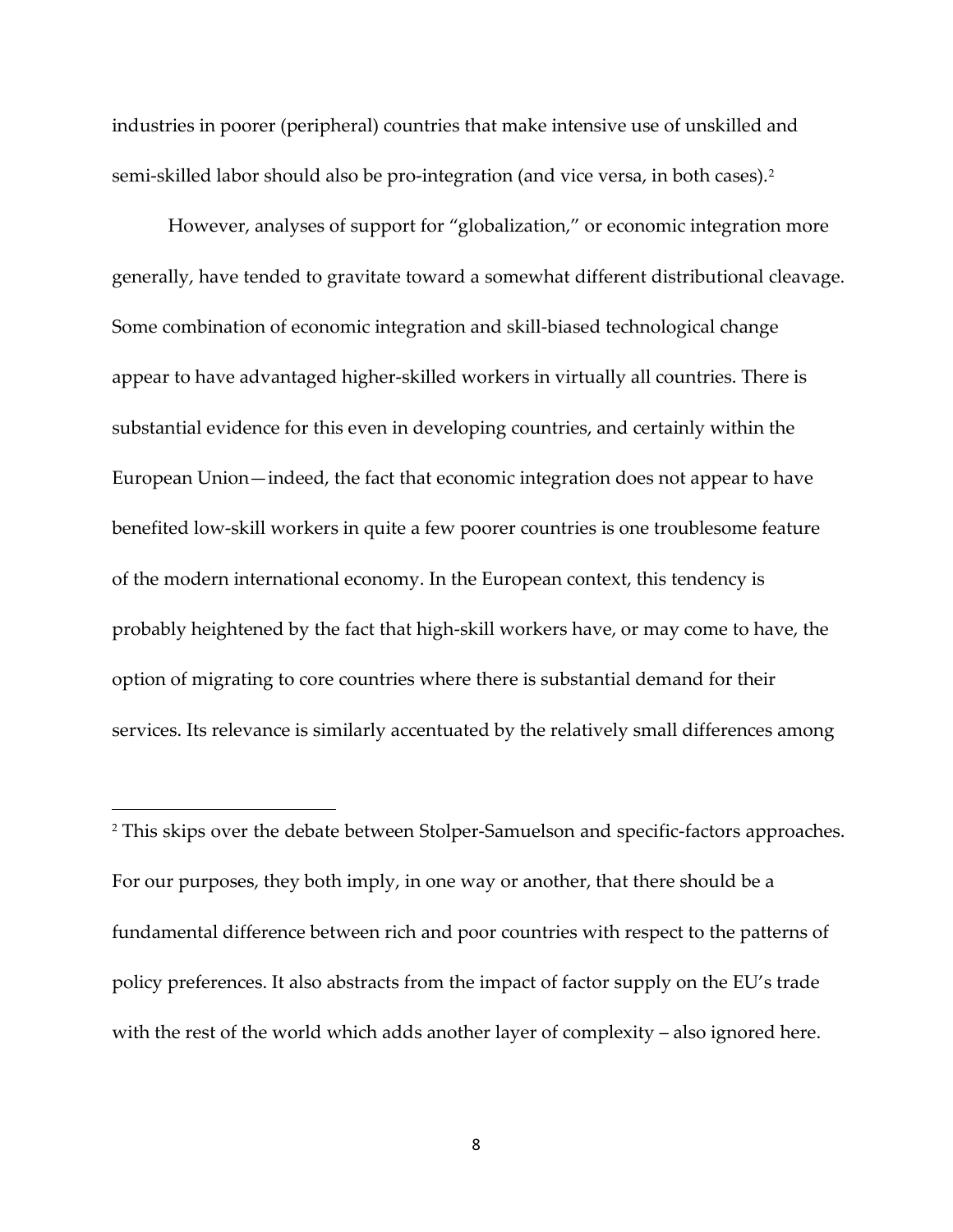industries in poorer (peripheral) countries that make intensive use of unskilled and semi-skilled labor should also be pro-integration (and vice versa, in both cases).[2]

However, analyses of support for "globalization," or economic integration more generally, have tended to gravitate toward a somewhat different distributional cleavage. Some combination of economic integration and skill-biased technological change appear to have advantaged higher-skilled workers in virtually all countries. There is substantial evidence for this even in developing countries, and certainly within the European Union—indeed, the fact that economic integration does not appear to have benefited low-skill workers in quite a few poorer countries is one troublesome feature of the modern international economy. In the European context, this tendency is probably heightened by the fact that high-skill workers have, or may come to have, the option of migrating to core countries where there is substantial demand for their services. Its relevance is similarly accentuated by the relatively small differences among

---

[2] This skips over the debate between Stolper-Samuelson and specific-factors approaches. For our purposes, they both imply, in one way or another, that there should be a fundamental difference between rich and poor countries with respect to the patterns of policy preferences. It also abstracts from the impact of factor supply on the EU's trade with the rest of the world which adds another layer of complexity – also ignored here.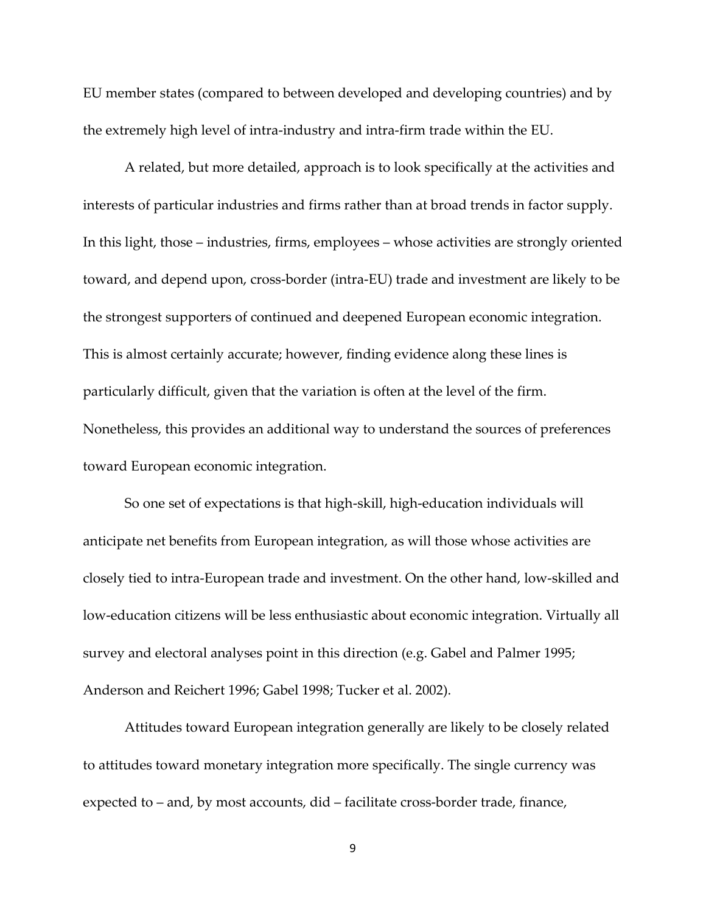EU member states (compared to between developed and developing countries) and by the extremely high level of intra-industry and intra-firm trade within the EU.

A related, but more detailed, approach is to look specifically at the activities and interests of particular industries and firms rather than at broad trends in factor supply. In this light, those – industries, firms, employees – whose activities are strongly oriented toward, and depend upon, cross-border (intra-EU) trade and investment are likely to be the strongest supporters of continued and deepened European economic integration. This is almost certainly accurate; however, finding evidence along these lines is particularly difficult, given that the variation is often at the level of the firm. Nonetheless, this provides an additional way to understand the sources of preferences toward European economic integration.

So one set of expectations is that high-skill, high-education individuals will anticipate net benefits from European integration, as will those whose activities are closely tied to intra-European trade and investment. On the other hand, low-skilled and low-education citizens will be less enthusiastic about economic integration. Virtually all survey and electoral analyses point in this direction (e.g. Gabel and Palmer 1995; Anderson and Reichert 1996; Gabel 1998; Tucker et al. 2002).

Attitudes toward European integration generally are likely to be closely related to attitudes toward monetary integration more specifically. The single currency was expected to – and, by most accounts, did – facilitate cross-border trade, finance,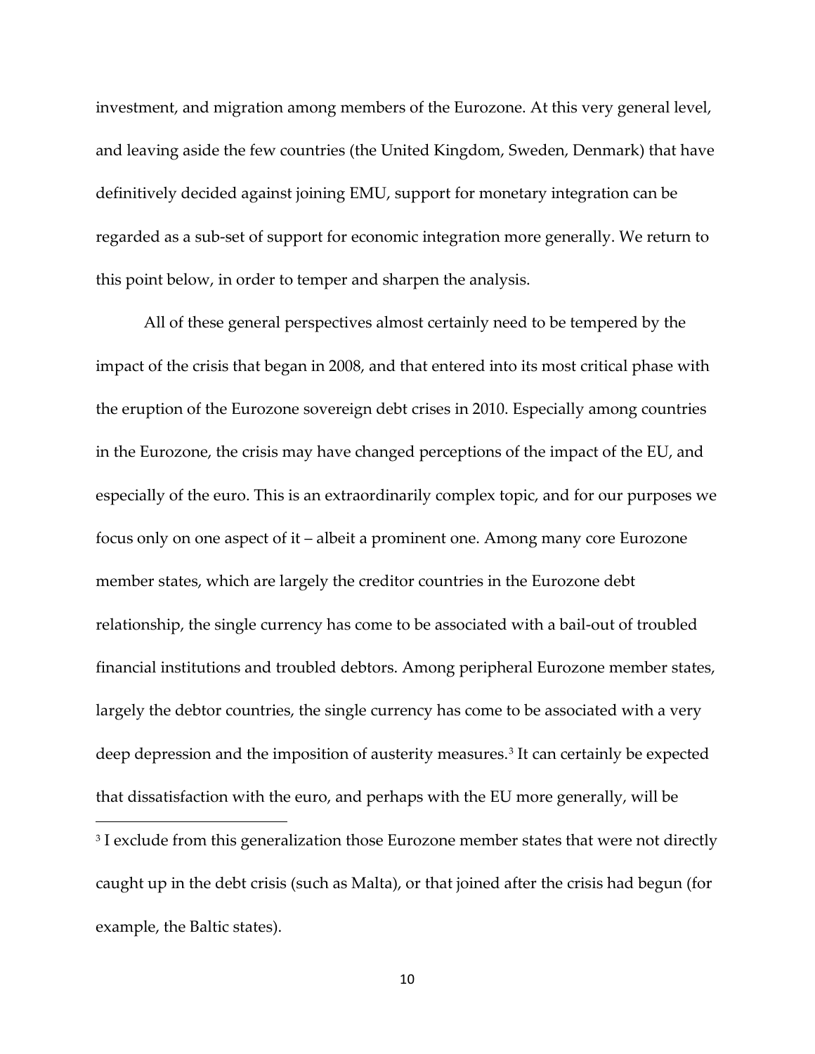investment, and migration among members of the Eurozone. At this very general level, and leaving aside the few countries (the United Kingdom, Sweden, Denmark) that have definitively decided against joining EMU, support for monetary integration can be regarded as a sub-set of support for economic integration more generally. We return to this point below, in order to temper and sharpen the analysis.

All of these general perspectives almost certainly need to be tempered by the impact of the crisis that began in 2008, and that entered into its most critical phase with the eruption of the Eurozone sovereign debt crises in 2010. Especially among countries in the Eurozone, the crisis may have changed perceptions of the impact of the EU, and especially of the euro. This is an extraordinarily complex topic, and for our purposes we focus only on one aspect of it – albeit a prominent one. Among many core Eurozone member states, which are largely the creditor countries in the Eurozone debt relationship, the single currency has come to be associated with a bail-out of troubled financial institutions and troubled debtors. Among peripheral Eurozone member states, largely the debtor countries, the single currency has come to be associated with a very deep depression and the imposition of austerity measures.[3] It can certainly be expected that dissatisfaction with the euro, and perhaps with the EU more generally, will be

[3] I exclude from this generalization those Eurozone member states that were not directly caught up in the debt crisis (such as Malta), or that joined after the crisis had begun (for example, the Baltic states).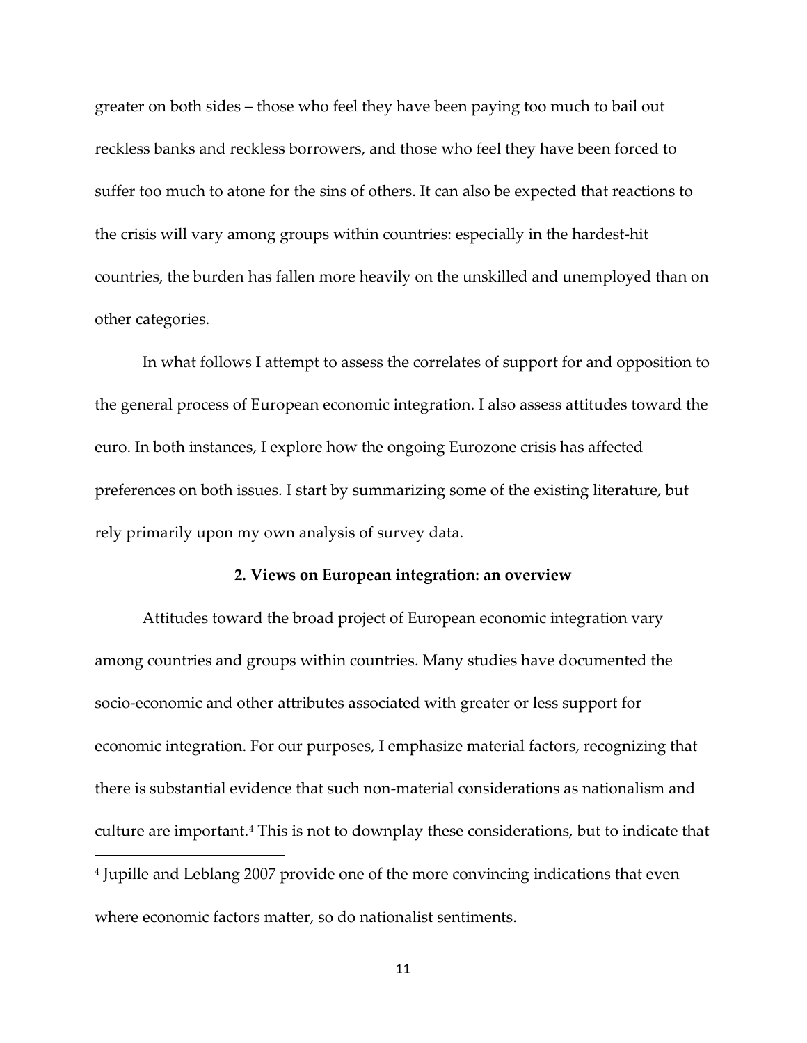greater on both sides – those who feel they have been paying too much to bail out reckless banks and reckless borrowers, and those who feel they have been forced to suffer too much to atone for the sins of others. It can also be expected that reactions to the crisis will vary among groups within countries: especially in the hardest-hit countries, the burden has fallen more heavily on the unskilled and unemployed than on other categories.

In what follows I attempt to assess the correlates of support for and opposition to the general process of European economic integration. I also assess attitudes toward the euro. In both instances, I explore how the ongoing Eurozone crisis has affected preferences on both issues. I start by summarizing some of the existing literature, but rely primarily upon my own analysis of survey data.

## 2. Views on European integration: an overview

Attitudes toward the broad project of European economic integration vary among countries and groups within countries. Many studies have documented the socio-economic and other attributes associated with greater or less support for economic integration. For our purposes, I emphasize material factors, recognizing that there is substantial evidence that such non-material considerations as nationalism and culture are important.[4] This is not to downplay these considerations, but to indicate that

[4] Jupille and Leblang 2007 provide one of the more convincing indications that even where economic factors matter, so do nationalist sentiments.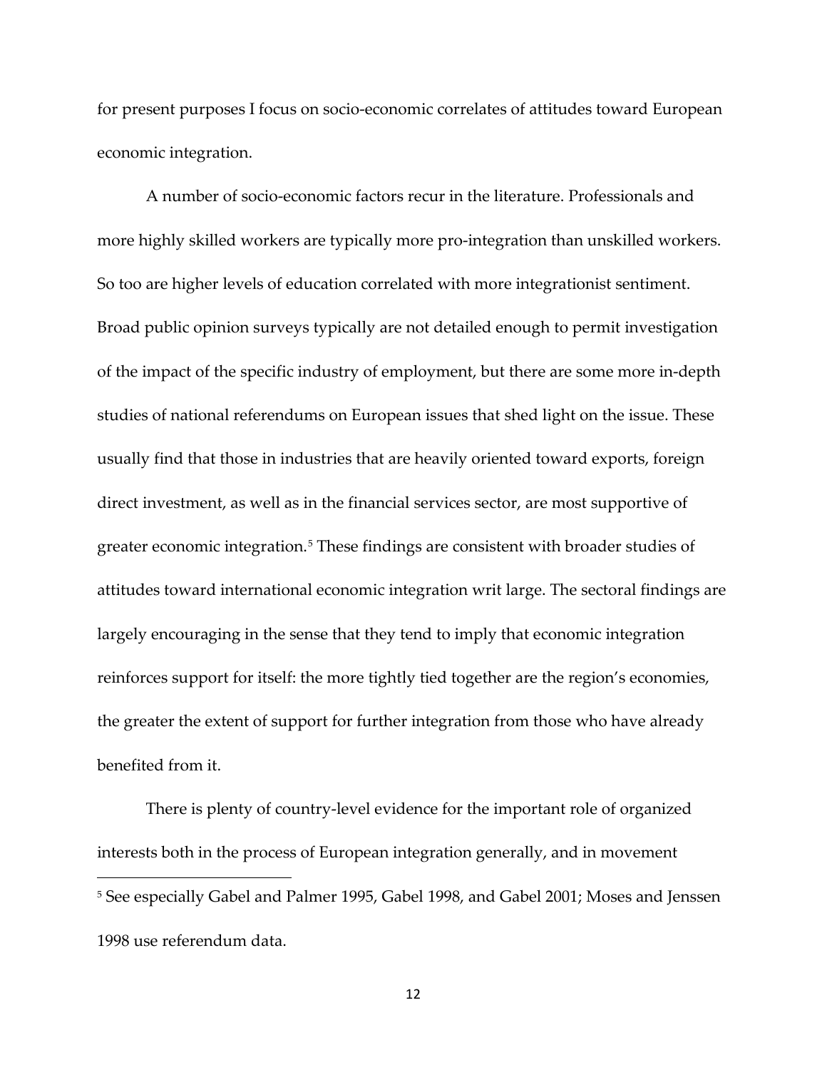for present purposes I focus on socio-economic correlates of attitudes toward European economic integration.

A number of socio-economic factors recur in the literature. Professionals and more highly skilled workers are typically more pro-integration than unskilled workers. So too are higher levels of education correlated with more integrationist sentiment. Broad public opinion surveys typically are not detailed enough to permit investigation of the impact of the specific industry of employment, but there are some more in-depth studies of national referendums on European issues that shed light on the issue. These usually find that those in industries that are heavily oriented toward exports, foreign direct investment, as well as in the financial services sector, are most supportive of greater economic integration.[5] These findings are consistent with broader studies of attitudes toward international economic integration writ large. The sectoral findings are largely encouraging in the sense that they tend to imply that economic integration reinforces support for itself: the more tightly tied together are the region's economies, the greater the extent of support for further integration from those who have already benefited from it.

There is plenty of country-level evidence for the important role of organized interests both in the process of European integration generally, and in movement

---

[5] See especially Gabel and Palmer 1995, Gabel 1998, and Gabel 2001; Moses and Jenssen 1998 use referendum data.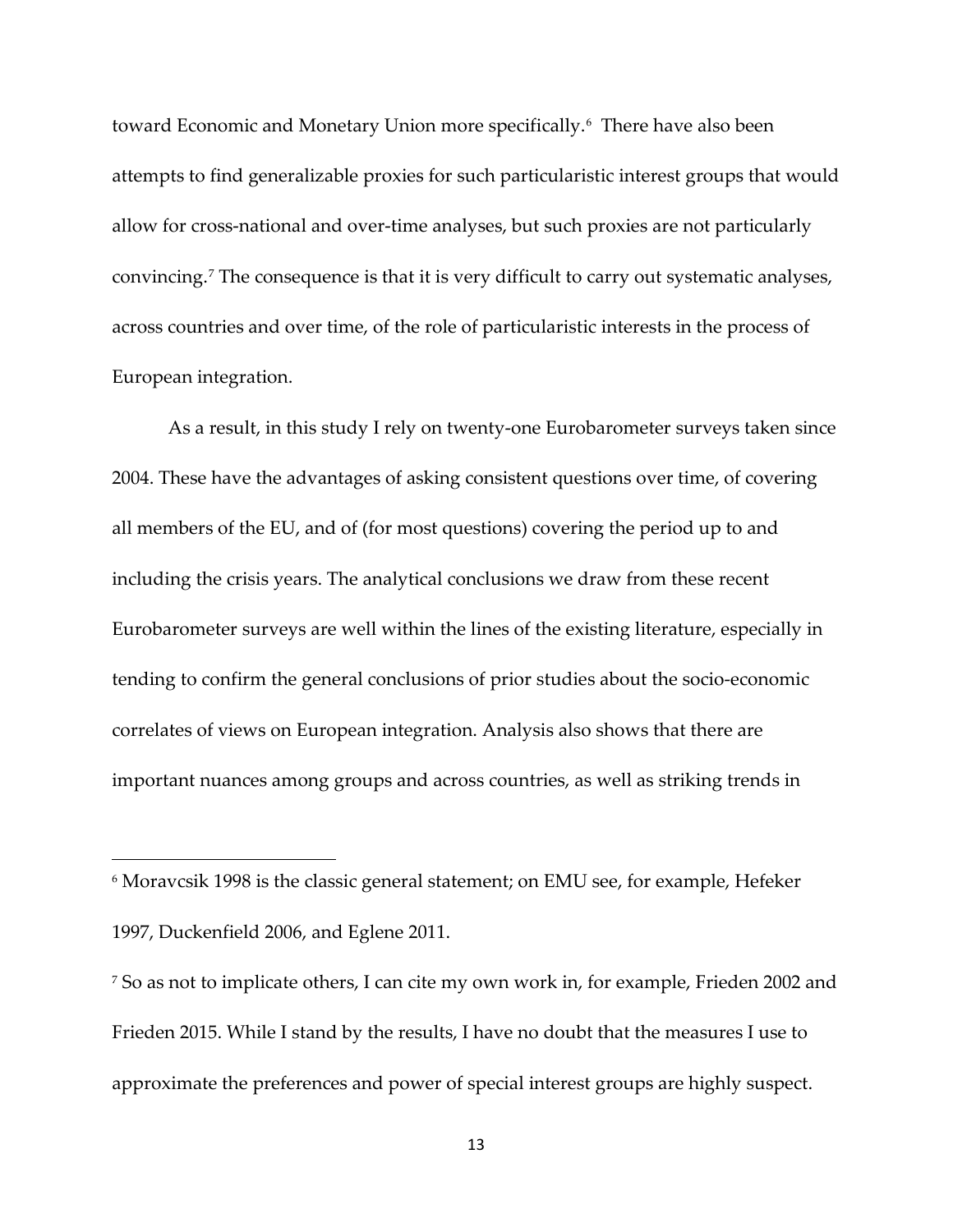toward Economic and Monetary Union more specifically.[6] There have also been attempts to find generalizable proxies for such particularistic interest groups that would allow for cross-national and over-time analyses, but such proxies are not particularly convincing.[7] The consequence is that it is very difficult to carry out systematic analyses, across countries and over time, of the role of particularistic interests in the process of European integration.

As a result, in this study I rely on twenty-one Eurobarometer surveys taken since 2004. These have the advantages of asking consistent questions over time, of covering all members of the EU, and of (for most questions) covering the period up to and including the crisis years. The analytical conclusions we draw from these recent Eurobarometer surveys are well within the lines of the existing literature, especially in tending to confirm the general conclusions of prior studies about the socio-economic correlates of views on European integration. Analysis also shows that there are important nuances among groups and across countries, as well as striking trends in

---

[6] Moravcsik 1998 is the classic general statement; on EMU see, for example, Hefeker 1997, Duckenfield 2006, and Eglene 2011.

[7] So as not to implicate others, I can cite my own work in, for example, Frieden 2002 and Frieden 2015. While I stand by the results, I have no doubt that the measures I use to approximate the preferences and power of special interest groups are highly suspect.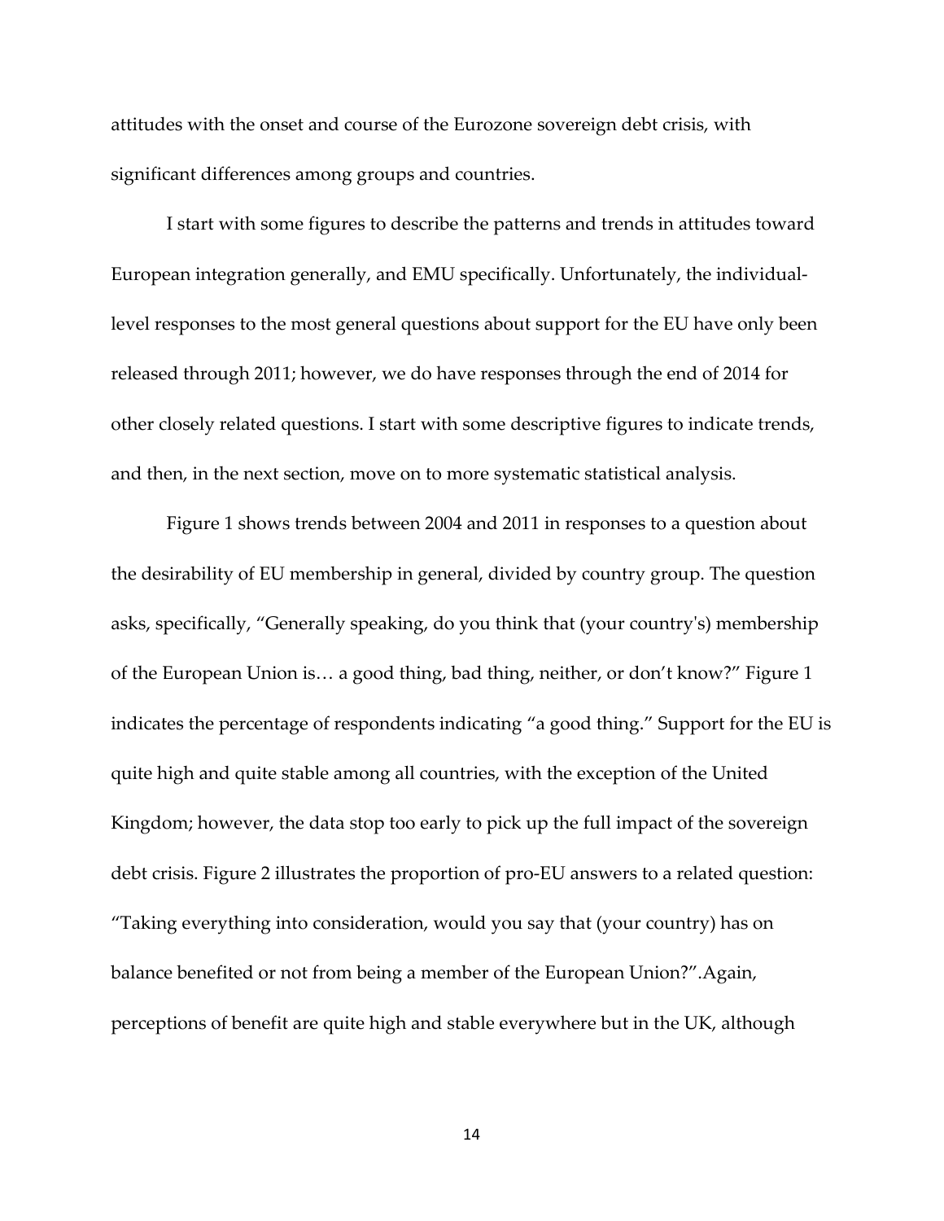attitudes with the onset and course of the Eurozone sovereign debt crisis, with significant differences among groups and countries.

I start with some figures to describe the patterns and trends in attitudes toward European integration generally, and EMU specifically. Unfortunately, the individual-level responses to the most general questions about support for the EU have only been released through 2011; however, we do have responses through the end of 2014 for other closely related questions. I start with some descriptive figures to indicate trends, and then, in the next section, move on to more systematic statistical analysis.

Figure 1 shows trends between 2004 and 2011 in responses to a question about the desirability of EU membership in general, divided by country group. The question asks, specifically, “Generally speaking, do you think that (your country's) membership of the European Union is… a good thing, bad thing, neither, or don’t know?” Figure 1 indicates the percentage of respondents indicating “a good thing.” Support for the EU is quite high and quite stable among all countries, with the exception of the United Kingdom; however, the data stop too early to pick up the full impact of the sovereign debt crisis. Figure 2 illustrates the proportion of pro-EU answers to a related question: “Taking everything into consideration, would you say that (your country) has on balance benefited or not from being a member of the European Union?”.Again, perceptions of benefit are quite high and stable everywhere but in the UK, although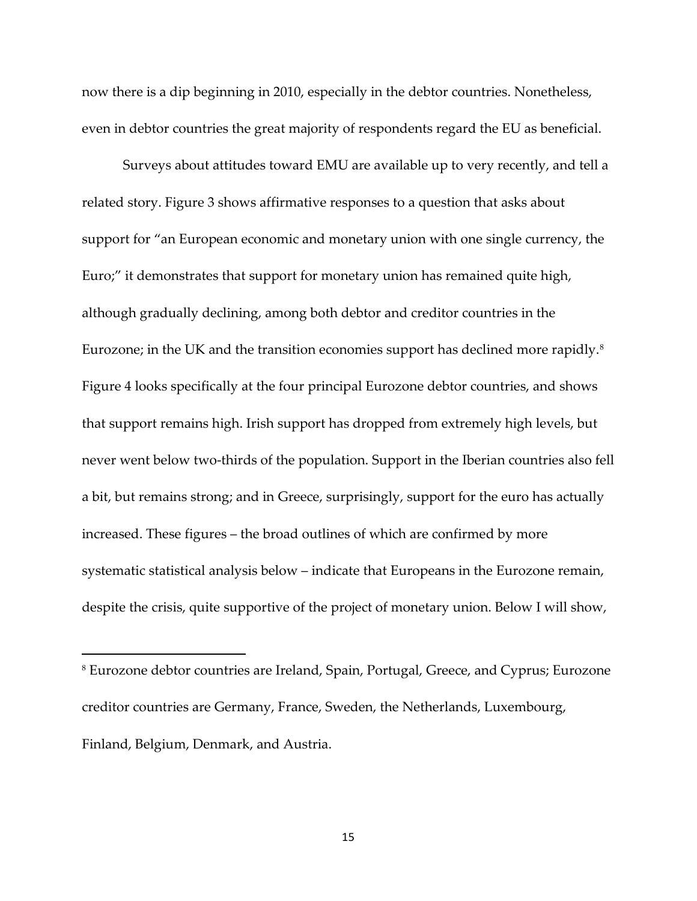now there is a dip beginning in 2010, especially in the debtor countries. Nonetheless, even in debtor countries the great majority of respondents regard the EU as beneficial.

Surveys about attitudes toward EMU are available up to very recently, and tell a related story. Figure 3 shows affirmative responses to a question that asks about support for "an European economic and monetary union with one single currency, the Euro;" it demonstrates that support for monetary union has remained quite high, although gradually declining, among both debtor and creditor countries in the Eurozone; in the UK and the transition economies support has declined more rapidly.[8] Figure 4 looks specifically at the four principal Eurozone debtor countries, and shows that support remains high. Irish support has dropped from extremely high levels, but never went below two-thirds of the population. Support in the Iberian countries also fell a bit, but remains strong; and in Greece, surprisingly, support for the euro has actually increased. These figures – the broad outlines of which are confirmed by more systematic statistical analysis below – indicate that Europeans in the Eurozone remain, despite the crisis, quite supportive of the project of monetary union. Below I will show,

---

[8] Eurozone debtor countries are Ireland, Spain, Portugal, Greece, and Cyprus; Eurozone creditor countries are Germany, France, Sweden, the Netherlands, Luxembourg, Finland, Belgium, Denmark, and Austria.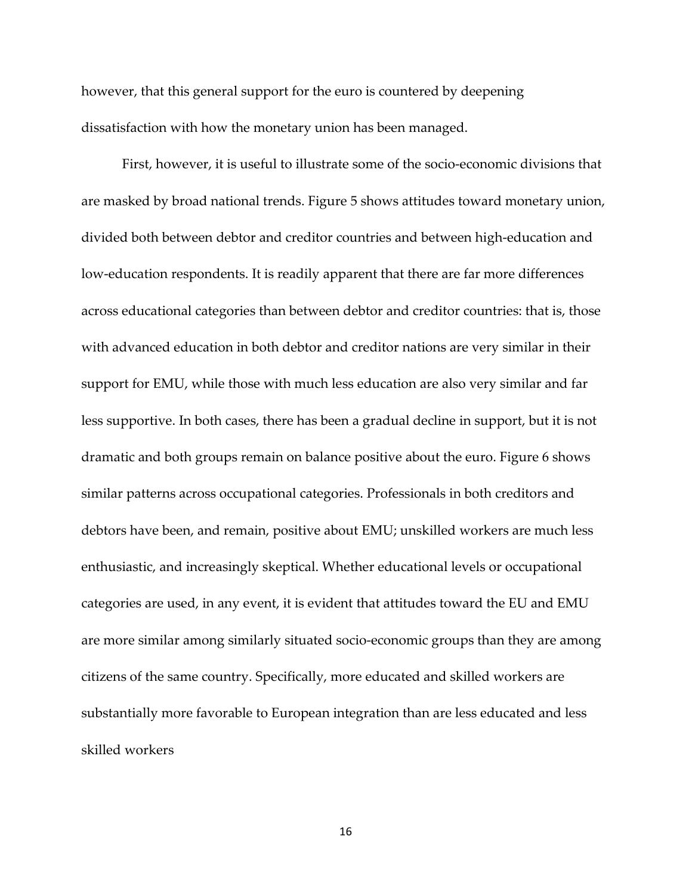however, that this general support for the euro is countered by deepening dissatisfaction with how the monetary union has been managed.

First, however, it is useful to illustrate some of the socio-economic divisions that are masked by broad national trends. Figure 5 shows attitudes toward monetary union, divided both between debtor and creditor countries and between high-education and low-education respondents. It is readily apparent that there are far more differences across educational categories than between debtor and creditor countries: that is, those with advanced education in both debtor and creditor nations are very similar in their support for EMU, while those with much less education are also very similar and far less supportive. In both cases, there has been a gradual decline in support, but it is not dramatic and both groups remain on balance positive about the euro. Figure 6 shows similar patterns across occupational categories. Professionals in both creditors and debtors have been, and remain, positive about EMU; unskilled workers are much less enthusiastic, and increasingly skeptical. Whether educational levels or occupational categories are used, in any event, it is evident that attitudes toward the EU and EMU are more similar among similarly situated socio-economic groups than they are among citizens of the same country. Specifically, more educated and skilled workers are substantially more favorable to European integration than are less educated and less skilled workers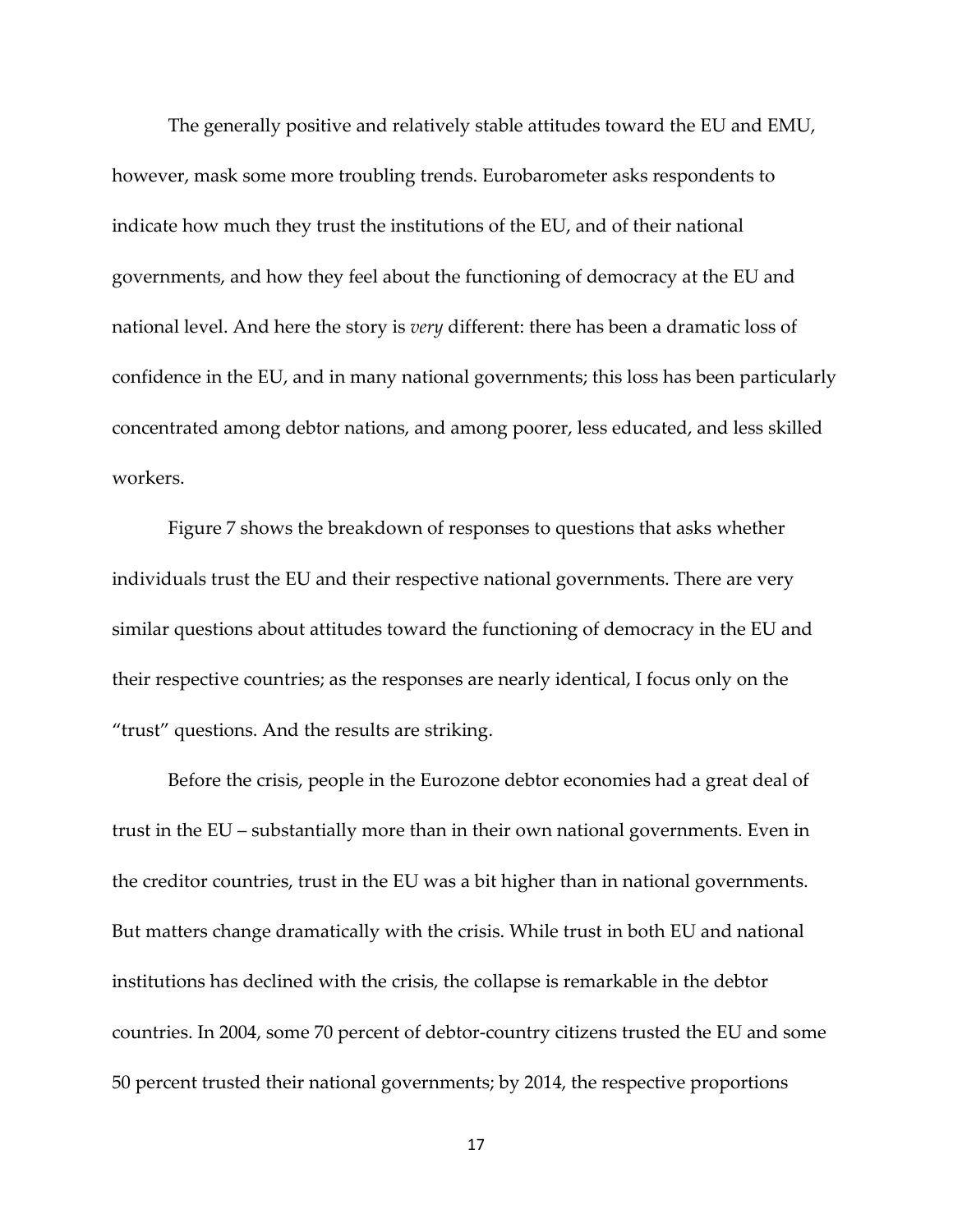The generally positive and relatively stable attitudes toward the EU and EMU, however, mask some more troubling trends. Eurobarometer asks respondents to indicate how much they trust the institutions of the EU, and of their national governments, and how they feel about the functioning of democracy at the EU and national level. And here the story is *very* different: there has been a dramatic loss of confidence in the EU, and in many national governments; this loss has been particularly concentrated among debtor nations, and among poorer, less educated, and less skilled workers.

Figure 7 shows the breakdown of responses to questions that asks whether individuals trust the EU and their respective national governments. There are very similar questions about attitudes toward the functioning of democracy in the EU and their respective countries; as the responses are nearly identical, I focus only on the "trust" questions. And the results are striking.

Before the crisis, people in the Eurozone debtor economies had a great deal of trust in the EU – substantially more than in their own national governments. Even in the creditor countries, trust in the EU was a bit higher than in national governments. But matters change dramatically with the crisis. While trust in both EU and national institutions has declined with the crisis, the collapse is remarkable in the debtor countries. In 2004, some 70 percent of debtor-country citizens trusted the EU and some 50 percent trusted their national governments; by 2014, the respective proportions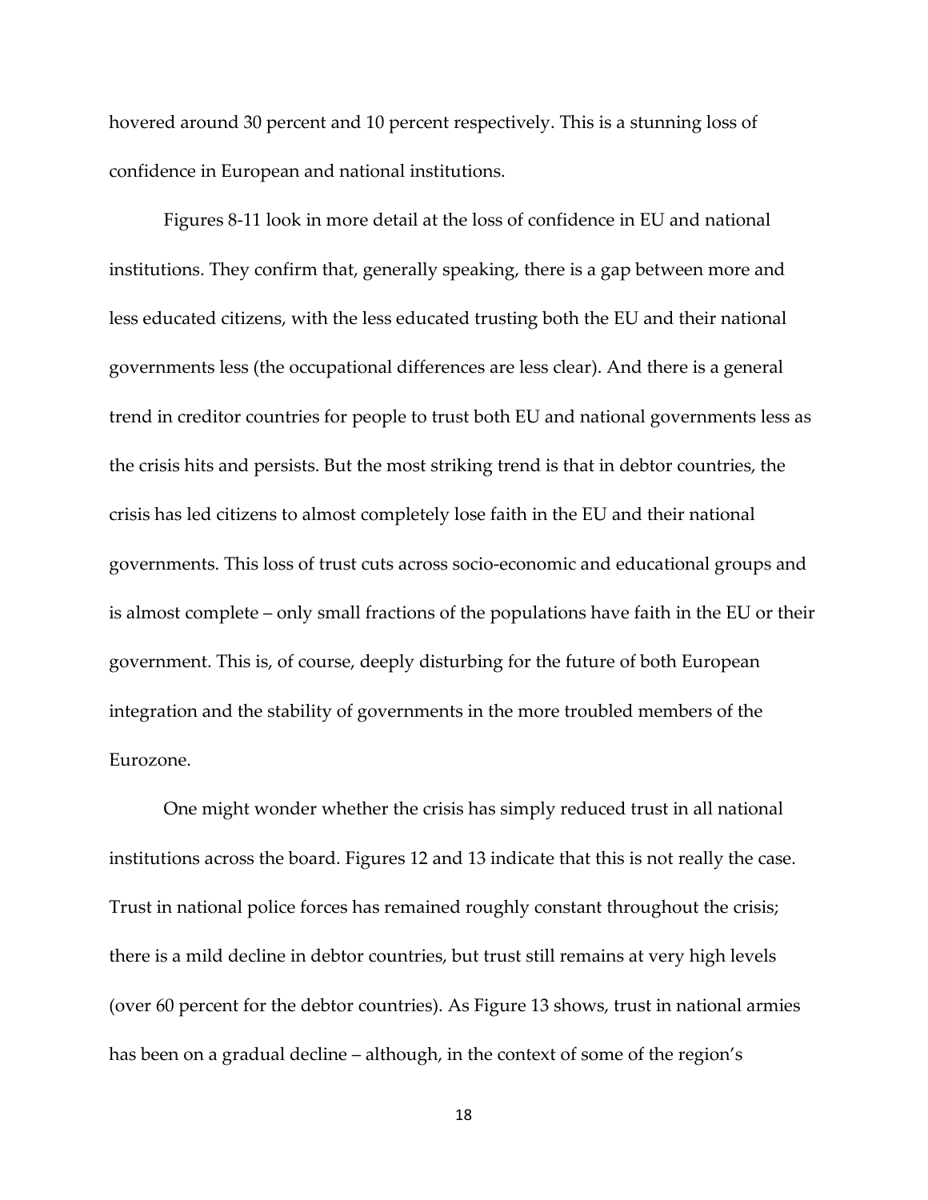hovered around 30 percent and 10 percent respectively. This is a stunning loss of confidence in European and national institutions.

Figures 8-11 look in more detail at the loss of confidence in EU and national institutions. They confirm that, generally speaking, there is a gap between more and less educated citizens, with the less educated trusting both the EU and their national governments less (the occupational differences are less clear). And there is a general trend in creditor countries for people to trust both EU and national governments less as the crisis hits and persists. But the most striking trend is that in debtor countries, the crisis has led citizens to almost completely lose faith in the EU and their national governments. This loss of trust cuts across socio-economic and educational groups and is almost complete – only small fractions of the populations have faith in the EU or their government. This is, of course, deeply disturbing for the future of both European integration and the stability of governments in the more troubled members of the Eurozone.

One might wonder whether the crisis has simply reduced trust in all national institutions across the board. Figures 12 and 13 indicate that this is not really the case. Trust in national police forces has remained roughly constant throughout the crisis; there is a mild decline in debtor countries, but trust still remains at very high levels (over 60 percent for the debtor countries). As Figure 13 shows, trust in national armies has been on a gradual decline – although, in the context of some of the region's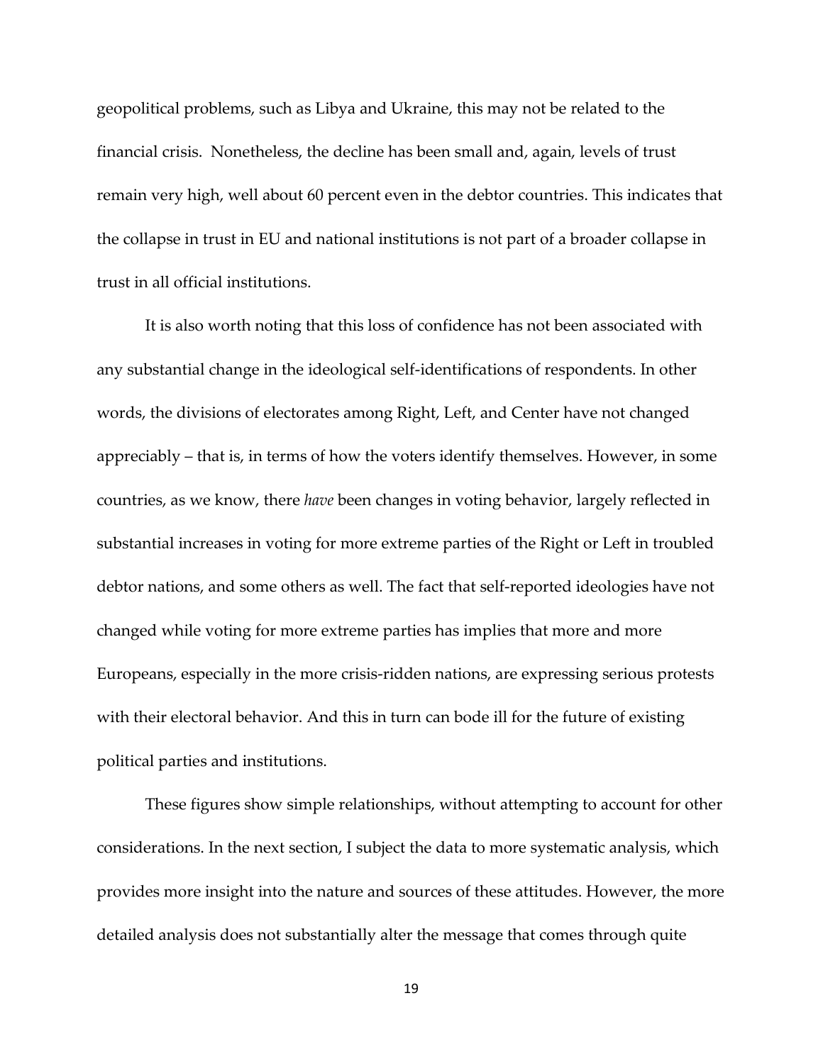geopolitical problems, such as Libya and Ukraine, this may not be related to the financial crisis. Nonetheless, the decline has been small and, again, levels of trust remain very high, well about 60 percent even in the debtor countries. This indicates that the collapse in trust in EU and national institutions is not part of a broader collapse in trust in all official institutions.

It is also worth noting that this loss of confidence has not been associated with any substantial change in the ideological self-identifications of respondents. In other words, the divisions of electorates among Right, Left, and Center have not changed appreciably – that is, in terms of how the voters identify themselves. However, in some countries, as we know, there *have* been changes in voting behavior, largely reflected in substantial increases in voting for more extreme parties of the Right or Left in troubled debtor nations, and some others as well. The fact that self-reported ideologies have not changed while voting for more extreme parties has implies that more and more Europeans, especially in the more crisis-ridden nations, are expressing serious protests with their electoral behavior. And this in turn can bode ill for the future of existing political parties and institutions.

These figures show simple relationships, without attempting to account for other considerations. In the next section, I subject the data to more systematic analysis, which provides more insight into the nature and sources of these attitudes. However, the more detailed analysis does not substantially alter the message that comes through quite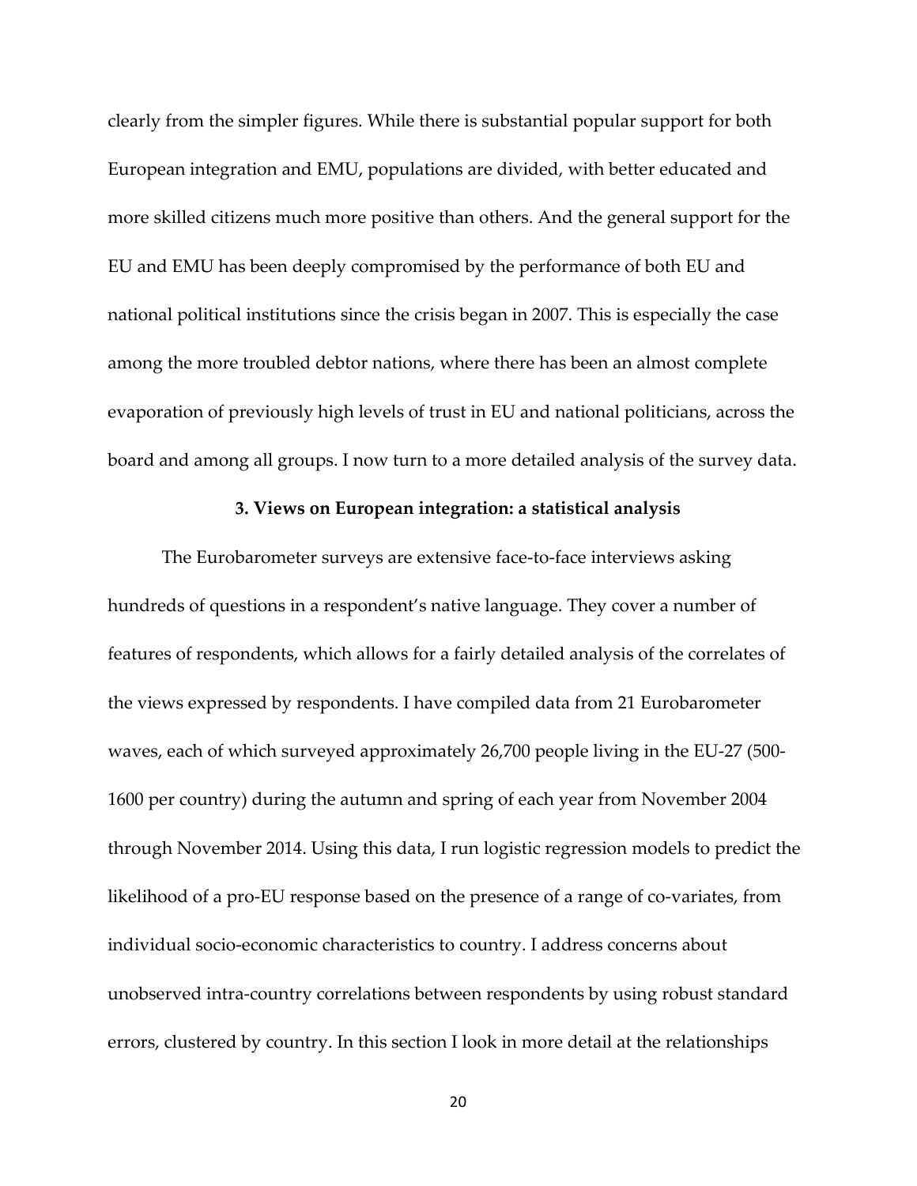clearly from the simpler figures. While there is substantial popular support for both European integration and EMU, populations are divided, with better educated and more skilled citizens much more positive than others. And the general support for the EU and EMU has been deeply compromised by the performance of both EU and national political institutions since the crisis began in 2007. This is especially the case among the more troubled debtor nations, where there has been an almost complete evaporation of previously high levels of trust in EU and national politicians, across the board and among all groups. I now turn to a more detailed analysis of the survey data.

## 3. Views on European integration: a statistical analysis

The Eurobarometer surveys are extensive face-to-face interviews asking hundreds of questions in a respondent's native language. They cover a number of features of respondents, which allows for a fairly detailed analysis of the correlates of the views expressed by respondents. I have compiled data from 21 Eurobarometer waves, each of which surveyed approximately 26,700 people living in the EU-27 (500-1600 per country) during the autumn and spring of each year from November 2004 through November 2014. Using this data, I run logistic regression models to predict the likelihood of a pro-EU response based on the presence of a range of co-variates, from individual socio-economic characteristics to country. I address concerns about unobserved intra-country correlations between respondents by using robust standard errors, clustered by country. In this section I look in more detail at the relationships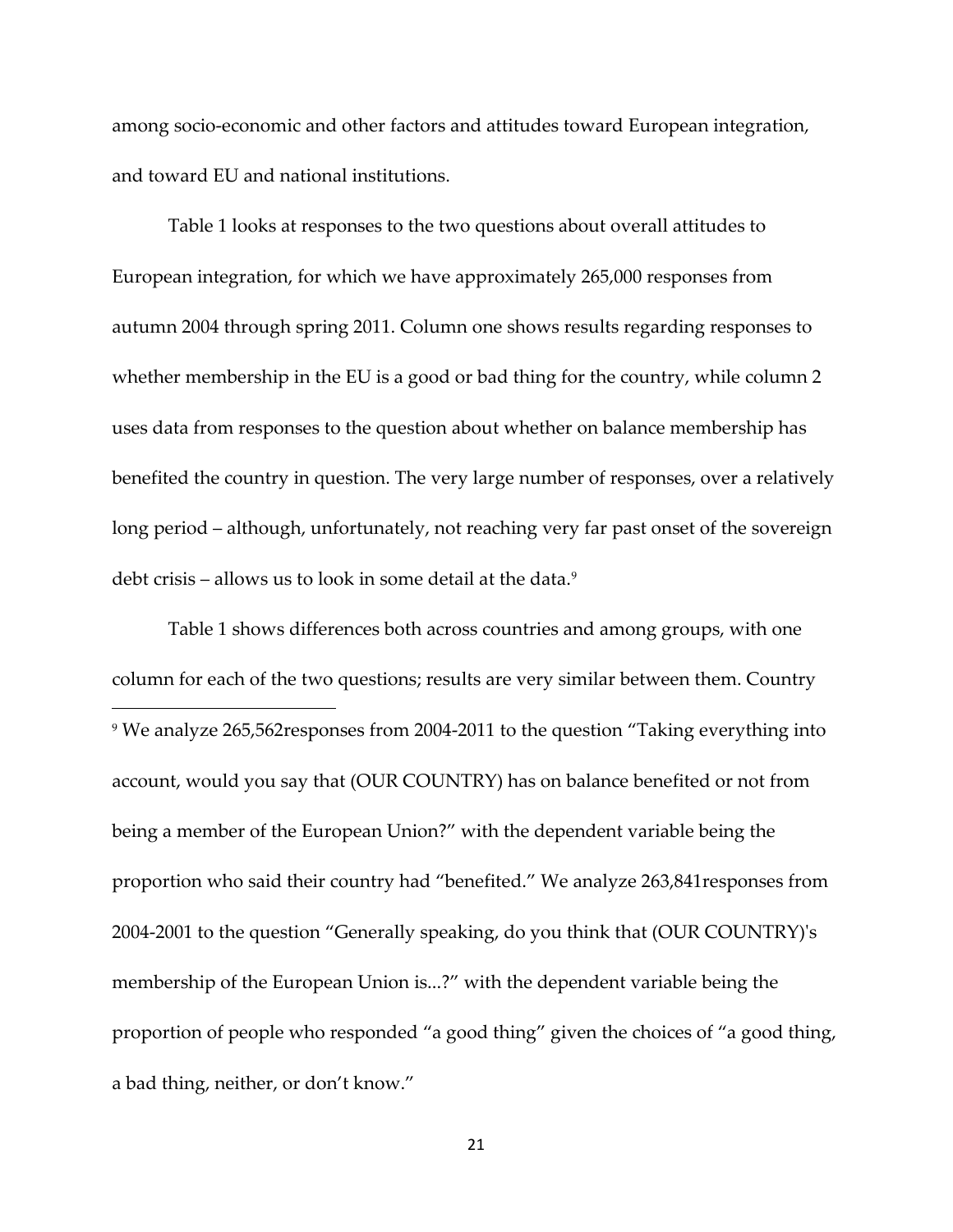among socio-economic and other factors and attitudes toward European integration, and toward EU and national institutions.

Table 1 looks at responses to the two questions about overall attitudes to European integration, for which we have approximately 265,000 responses from autumn 2004 through spring 2011. Column one shows results regarding responses to whether membership in the EU is a good or bad thing for the country, while column 2 uses data from responses to the question about whether on balance membership has benefited the country in question. The very large number of responses, over a relatively long period – although, unfortunately, not reaching very far past onset of the sovereign debt crisis – allows us to look in some detail at the data.[9]

Table 1 shows differences both across countries and among groups, with one column for each of the two questions; results are very similar between them. Country

---

[9] We analyze 265,562responses from 2004-2011 to the question "Taking everything into account, would you say that (OUR COUNTRY) has on balance benefited or not from being a member of the European Union?" with the dependent variable being the proportion who said their country had "benefited." We analyze 263,841responses from 2004-2001 to the question "Generally speaking, do you think that (OUR COUNTRY)'s membership of the European Union is...?" with the dependent variable being the proportion of people who responded "a good thing" given the choices of "a good thing, a bad thing, neither, or don't know."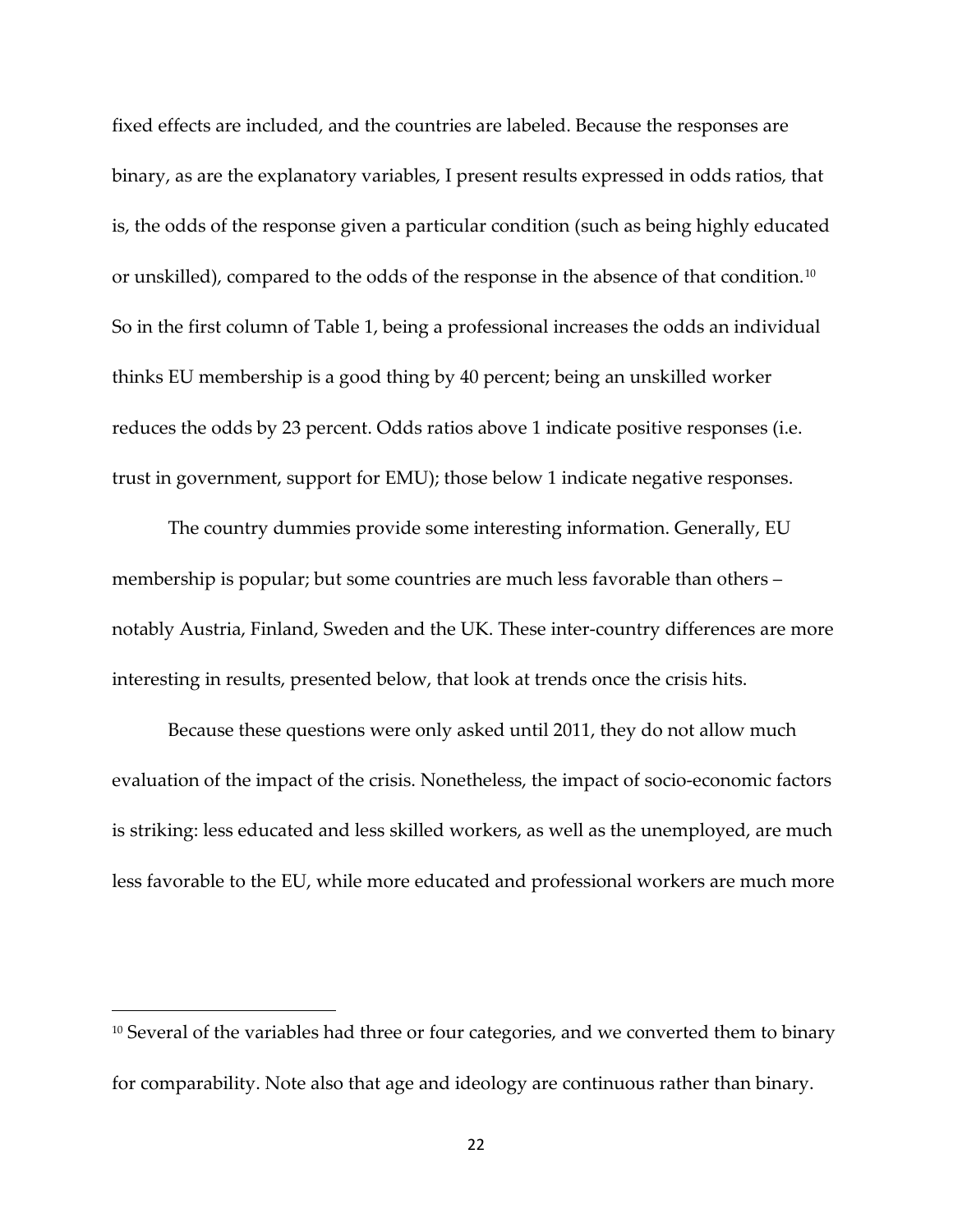fixed effects are included, and the countries are labeled. Because the responses are binary, as are the explanatory variables, I present results expressed in odds ratios, that is, the odds of the response given a particular condition (such as being highly educated or unskilled), compared to the odds of the response in the absence of that condition.[10] So in the first column of Table 1, being a professional increases the odds an individual thinks EU membership is a good thing by 40 percent; being an unskilled worker reduces the odds by 23 percent. Odds ratios above 1 indicate positive responses (i.e. trust in government, support for EMU); those below 1 indicate negative responses.

The country dummies provide some interesting information. Generally, EU membership is popular; but some countries are much less favorable than others – notably Austria, Finland, Sweden and the UK. These inter-country differences are more interesting in results, presented below, that look at trends once the crisis hits.

Because these questions were only asked until 2011, they do not allow much evaluation of the impact of the crisis. Nonetheless, the impact of socio-economic factors is striking: less educated and less skilled workers, as well as the unemployed, are much less favorable to the EU, while more educated and professional workers are much more

[10] Several of the variables had three or four categories, and we converted them to binary for comparability. Note also that age and ideology are continuous rather than binary.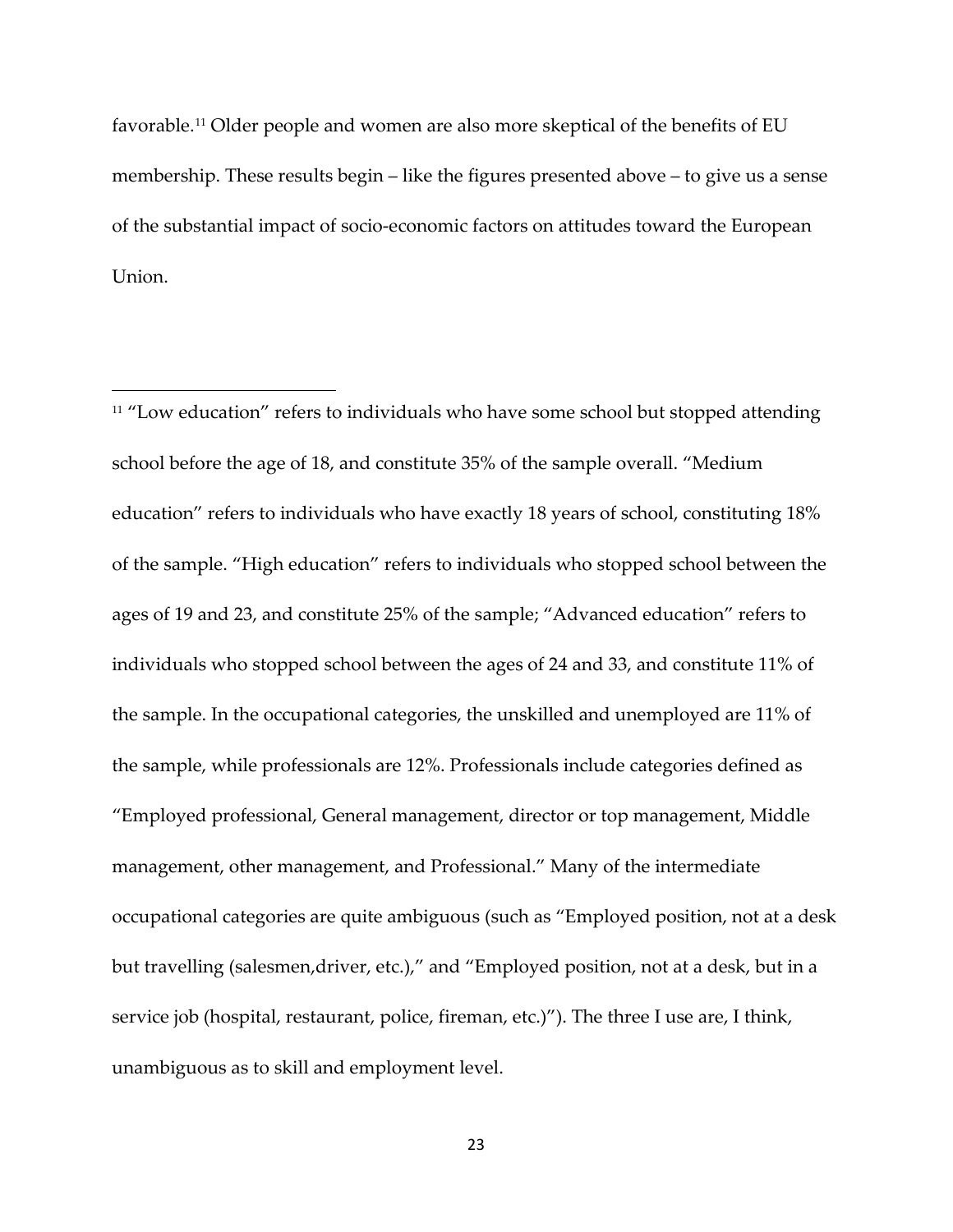favorable.[11] Older people and women are also more skeptical of the benefits of EU membership. These results begin – like the figures presented above – to give us a sense of the substantial impact of socio-economic factors on attitudes toward the European Union.

---

[11] "Low education" refers to individuals who have some school but stopped attending school before the age of 18, and constitute 35% of the sample overall. "Medium education" refers to individuals who have exactly 18 years of school, constituting 18% of the sample. "High education" refers to individuals who stopped school between the ages of 19 and 23, and constitute 25% of the sample; "Advanced education" refers to individuals who stopped school between the ages of 24 and 33, and constitute 11% of the sample. In the occupational categories, the unskilled and unemployed are 11% of the sample, while professionals are 12%. Professionals include categories defined as "Employed professional, General management, director or top management, Middle management, other management, and Professional." Many of the intermediate occupational categories are quite ambiguous (such as "Employed position, not at a desk but travelling (salesmen,driver, etc.)," and "Employed position, not at a desk, but in a service job (hospital, restaurant, police, fireman, etc.)"). The three I use are, I think, unambiguous as to skill and employment level.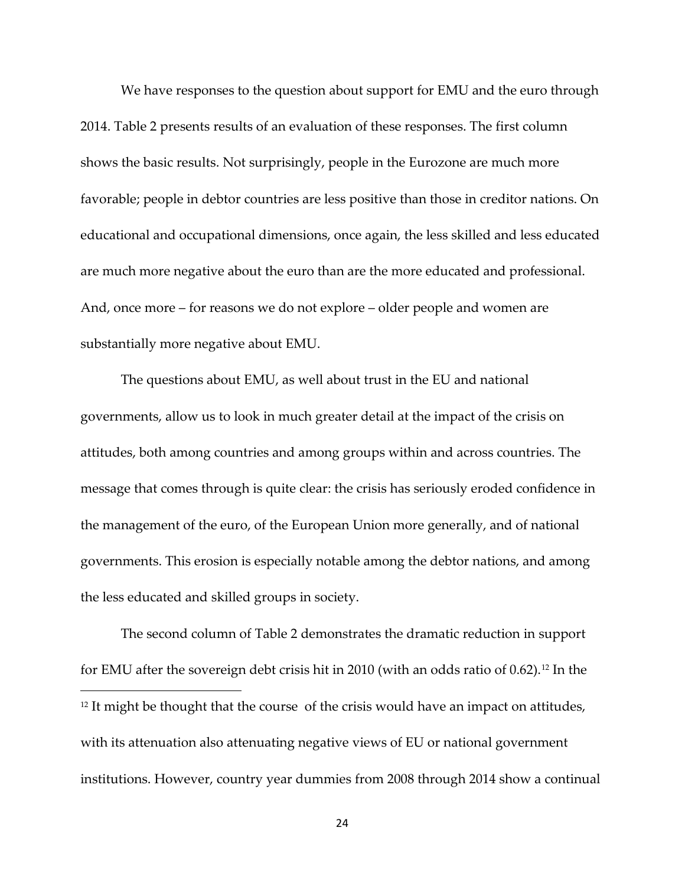We have responses to the question about support for EMU and the euro through 2014. Table 2 presents results of an evaluation of these responses. The first column shows the basic results. Not surprisingly, people in the Eurozone are much more favorable; people in debtor countries are less positive than those in creditor nations. On educational and occupational dimensions, once again, the less skilled and less educated are much more negative about the euro than are the more educated and professional. And, once more – for reasons we do not explore – older people and women are substantially more negative about EMU.

The questions about EMU, as well about trust in the EU and national governments, allow us to look in much greater detail at the impact of the crisis on attitudes, both among countries and among groups within and across countries. The message that comes through is quite clear: the crisis has seriously eroded confidence in the management of the euro, of the European Union more generally, and of national governments. This erosion is especially notable among the debtor nations, and among the less educated and skilled groups in society.

The second column of Table 2 demonstrates the dramatic reduction in support for EMU after the sovereign debt crisis hit in 2010 (with an odds ratio of 0.62).[12] In the

[12] It might be thought that the course of the crisis would have an impact on attitudes, with its attenuation also attenuating negative views of EU or national government institutions. However, country year dummies from 2008 through 2014 show a continual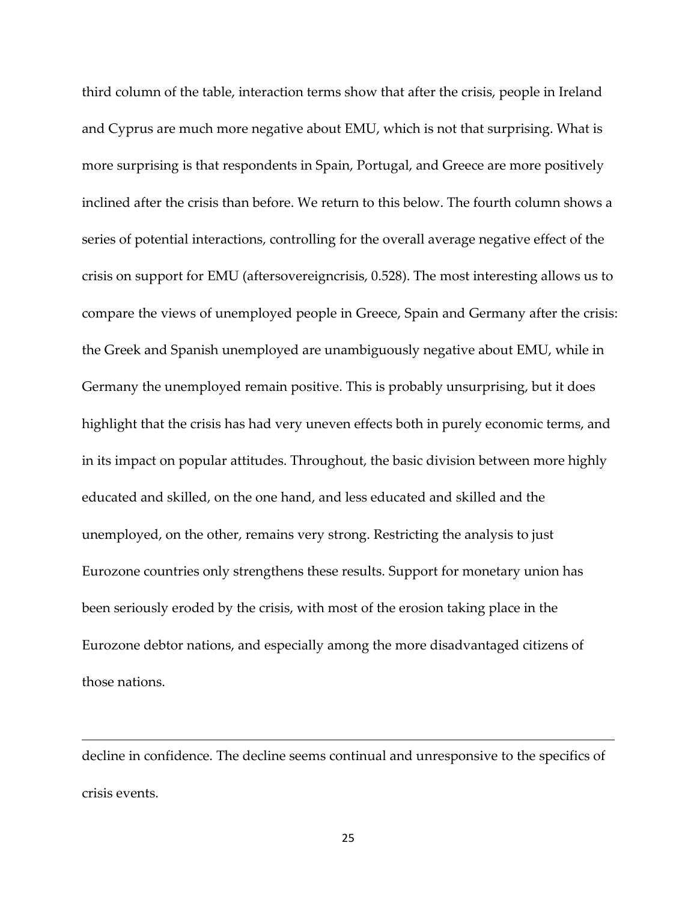third column of the table, interaction terms show that after the crisis, people in Ireland and Cyprus are much more negative about EMU, which is not that surprising. What is more surprising is that respondents in Spain, Portugal, and Greece are more positively inclined after the crisis than before. We return to this below. The fourth column shows a series of potential interactions, controlling for the overall average negative effect of the crisis on support for EMU (aftersovereigncrisis, 0.528). The most interesting allows us to compare the views of unemployed people in Greece, Spain and Germany after the crisis: the Greek and Spanish unemployed are unambiguously negative about EMU, while in Germany the unemployed remain positive. This is probably unsurprising, but it does highlight that the crisis has had very uneven effects both in purely economic terms, and in its impact on popular attitudes. Throughout, the basic division between more highly educated and skilled, on the one hand, and less educated and skilled and the unemployed, on the other, remains very strong. Restricting the analysis to just Eurozone countries only strengthens these results. Support for monetary union has been seriously eroded by the crisis, with most of the erosion taking place in the Eurozone debtor nations, and especially among the more disadvantaged citizens of those nations.

---

decline in confidence. The decline seems continual and unresponsive to the specifics of crisis events.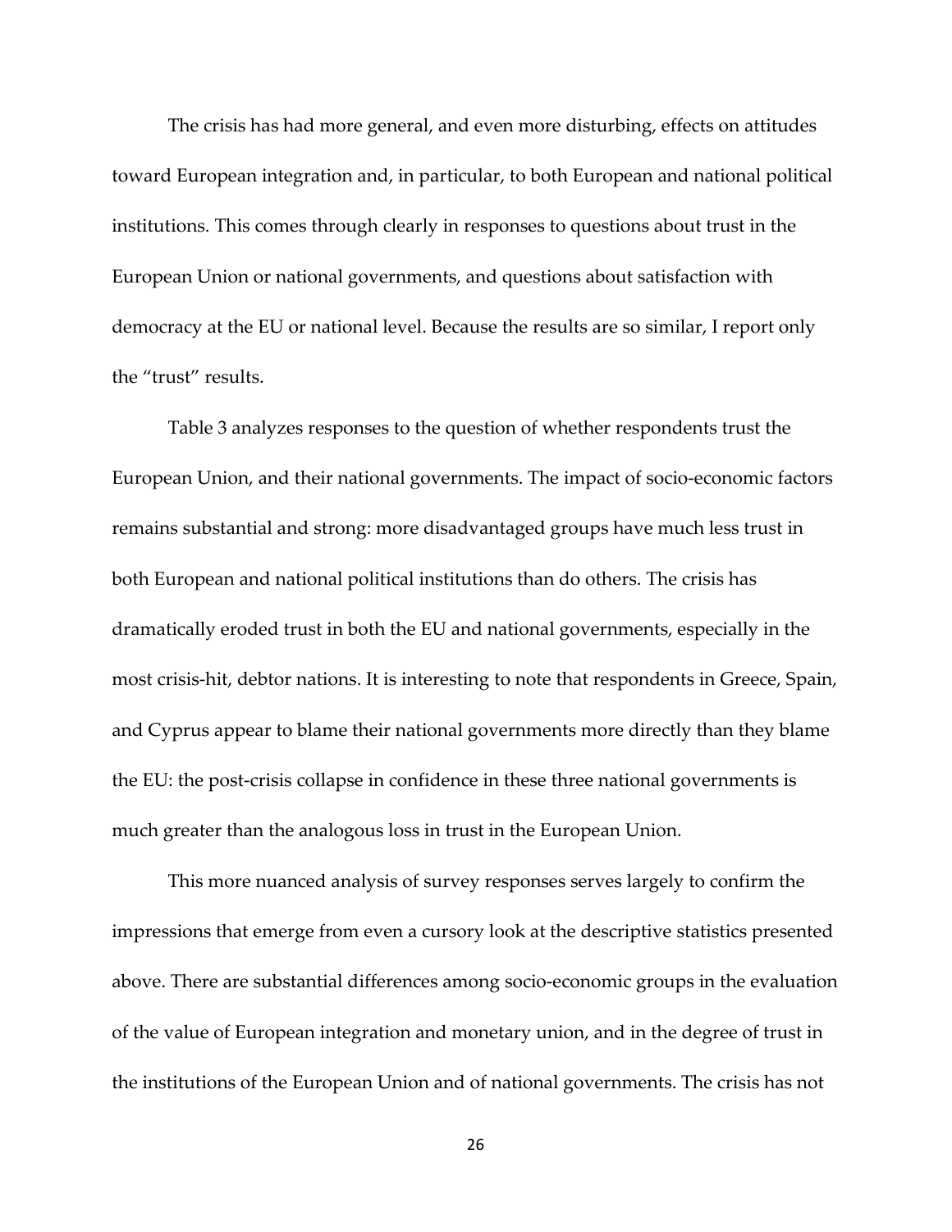The crisis has had more general, and even more disturbing, effects on attitudes toward European integration and, in particular, to both European and national political institutions. This comes through clearly in responses to questions about trust in the European Union or national governments, and questions about satisfaction with democracy at the EU or national level. Because the results are so similar, I report only the "trust" results.

Table 3 analyzes responses to the question of whether respondents trust the European Union, and their national governments. The impact of socio-economic factors remains substantial and strong: more disadvantaged groups have much less trust in both European and national political institutions than do others. The crisis has dramatically eroded trust in both the EU and national governments, especially in the most crisis-hit, debtor nations. It is interesting to note that respondents in Greece, Spain, and Cyprus appear to blame their national governments more directly than they blame the EU: the post-crisis collapse in confidence in these three national governments is much greater than the analogous loss in trust in the European Union.

This more nuanced analysis of survey responses serves largely to confirm the impressions that emerge from even a cursory look at the descriptive statistics presented above. There are substantial differences among socio-economic groups in the evaluation of the value of European integration and monetary union, and in the degree of trust in the institutions of the European Union and of national governments. The crisis has not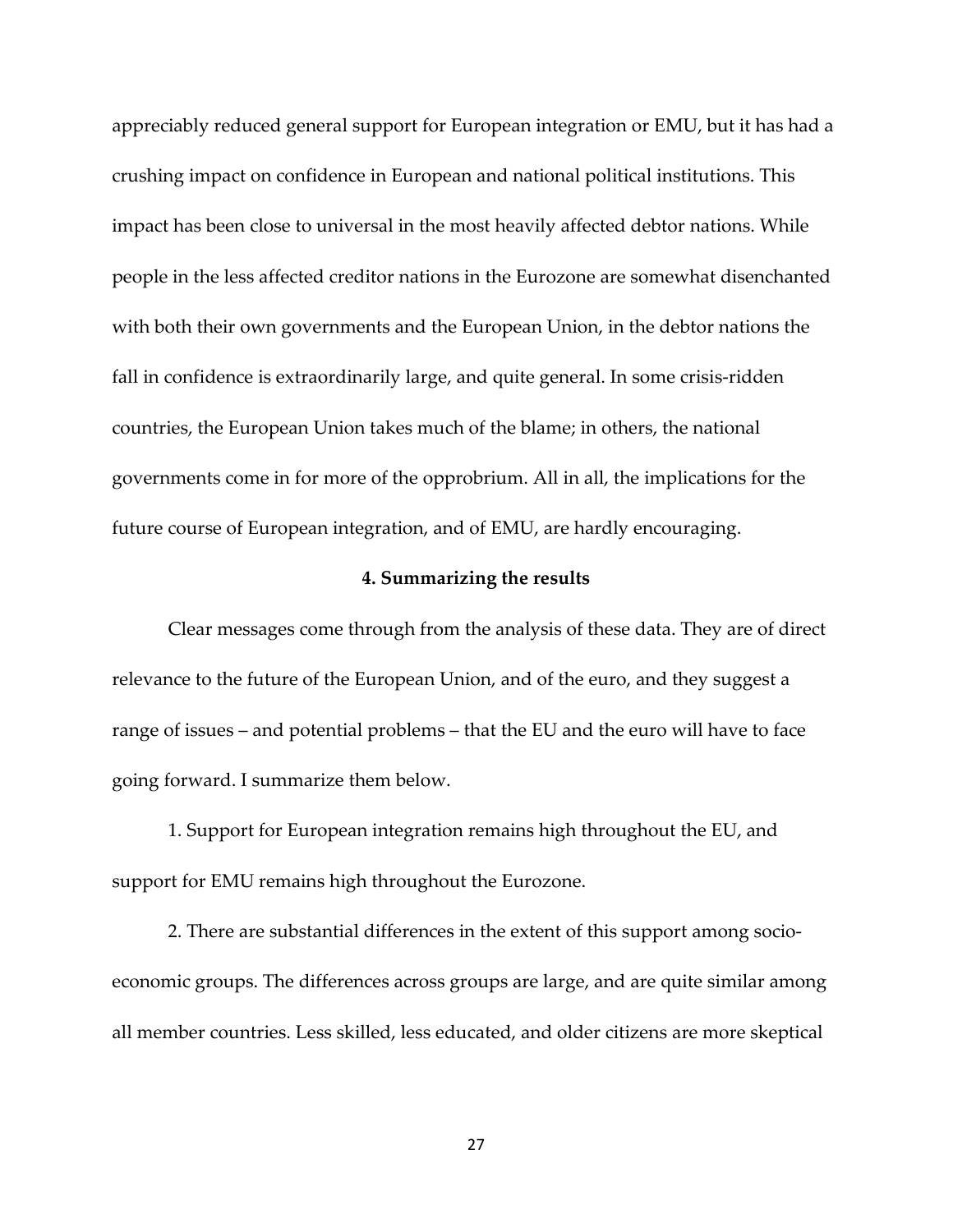appreciably reduced general support for European integration or EMU, but it has had a crushing impact on confidence in European and national political institutions. This impact has been close to universal in the most heavily affected debtor nations. While people in the less affected creditor nations in the Eurozone are somewhat disenchanted with both their own governments and the European Union, in the debtor nations the fall in confidence is extraordinarily large, and quite general. In some crisis-ridden countries, the European Union takes much of the blame; in others, the national governments come in for more of the opprobrium. All in all, the implications for the future course of European integration, and of EMU, are hardly encouraging.

## 4. Summarizing the results

Clear messages come through from the analysis of these data. They are of direct relevance to the future of the European Union, and of the euro, and they suggest a range of issues – and potential problems – that the EU and the euro will have to face going forward. I summarize them below.

1. Support for European integration remains high throughout the EU, and support for EMU remains high throughout the Eurozone.

2. There are substantial differences in the extent of this support among socio-economic groups. The differences across groups are large, and are quite similar among all member countries. Less skilled, less educated, and older citizens are more skeptical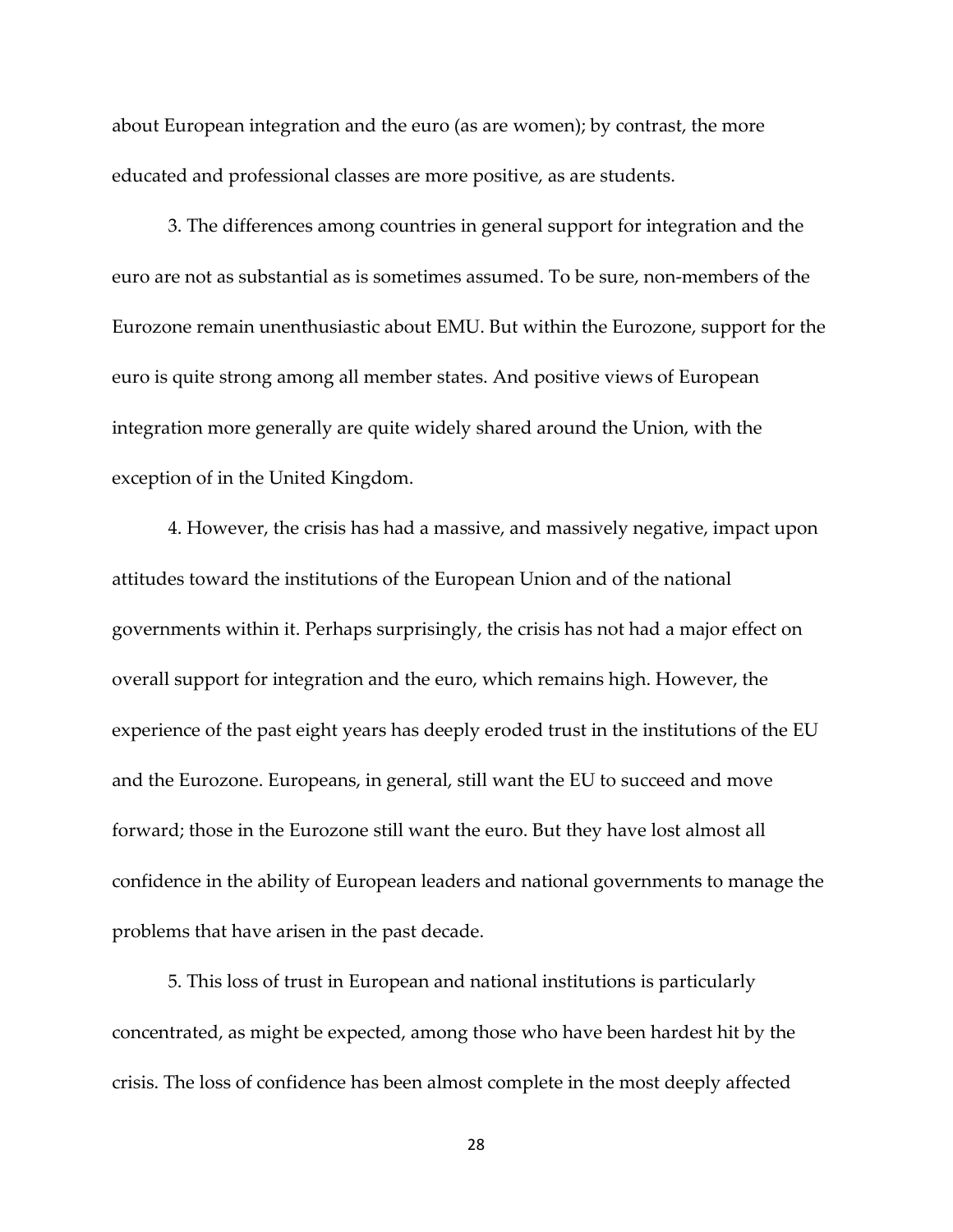about European integration and the euro (as are women); by contrast, the more educated and professional classes are more positive, as are students.

3. The differences among countries in general support for integration and the euro are not as substantial as is sometimes assumed. To be sure, non-members of the Eurozone remain unenthusiastic about EMU. But within the Eurozone, support for the euro is quite strong among all member states. And positive views of European integration more generally are quite widely shared around the Union, with the exception of in the United Kingdom.

4. However, the crisis has had a massive, and massively negative, impact upon attitudes toward the institutions of the European Union and of the national governments within it. Perhaps surprisingly, the crisis has not had a major effect on overall support for integration and the euro, which remains high. However, the experience of the past eight years has deeply eroded trust in the institutions of the EU and the Eurozone. Europeans, in general, still want the EU to succeed and move forward; those in the Eurozone still want the euro. But they have lost almost all confidence in the ability of European leaders and national governments to manage the problems that have arisen in the past decade.

5. This loss of trust in European and national institutions is particularly concentrated, as might be expected, among those who have been hardest hit by the crisis. The loss of confidence has been almost complete in the most deeply affected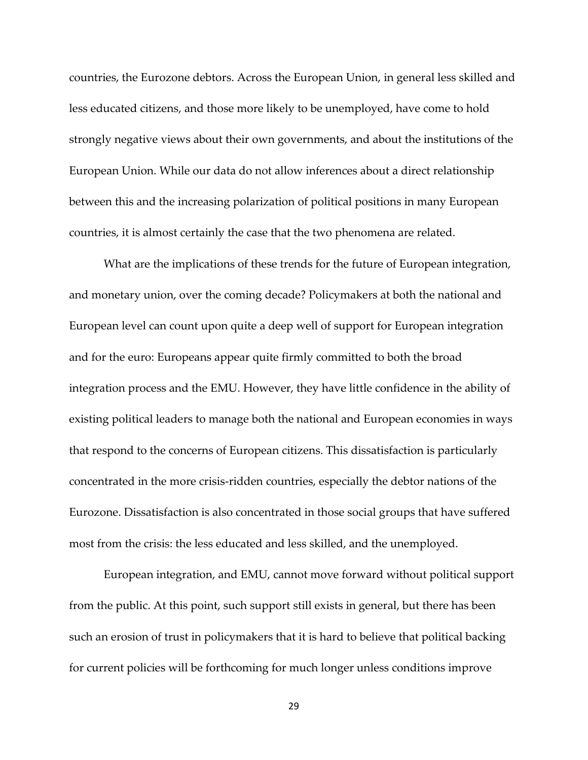countries, the Eurozone debtors. Across the European Union, in general less skilled and less educated citizens, and those more likely to be unemployed, have come to hold strongly negative views about their own governments, and about the institutions of the European Union. While our data do not allow inferences about a direct relationship between this and the increasing polarization of political positions in many European countries, it is almost certainly the case that the two phenomena are related.

What are the implications of these trends for the future of European integration, and monetary union, over the coming decade? Policymakers at both the national and European level can count upon quite a deep well of support for European integration and for the euro: Europeans appear quite firmly committed to both the broad integration process and the EMU. However, they have little confidence in the ability of existing political leaders to manage both the national and European economies in ways that respond to the concerns of European citizens. This dissatisfaction is particularly concentrated in the more crisis-ridden countries, especially the debtor nations of the Eurozone. Dissatisfaction is also concentrated in those social groups that have suffered most from the crisis: the less educated and less skilled, and the unemployed.

European integration, and EMU, cannot move forward without political support from the public. At this point, such support still exists in general, but there has been such an erosion of trust in policymakers that it is hard to believe that political backing for current policies will be forthcoming for much longer unless conditions improve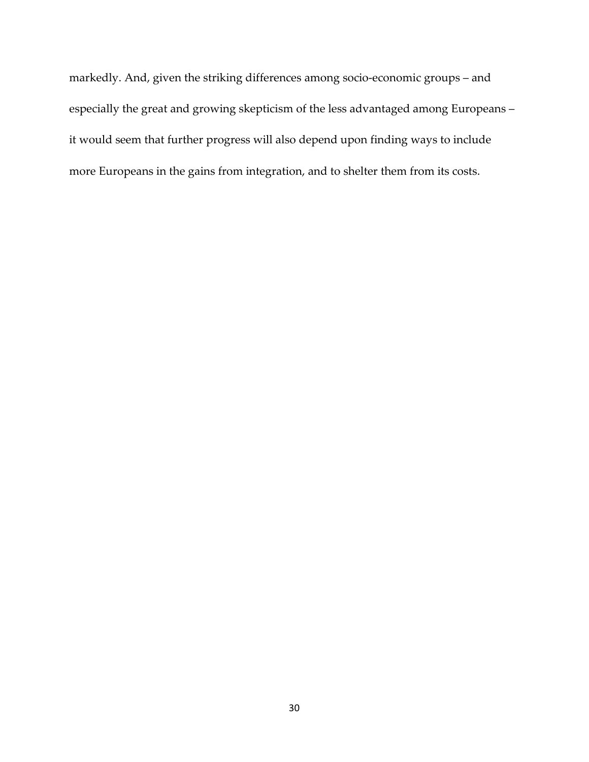markedly. And, given the striking differences among socio-economic groups – and especially the great and growing skepticism of the less advantaged among Europeans – it would seem that further progress will also depend upon finding ways to include more Europeans in the gains from integration, and to shelter them from its costs.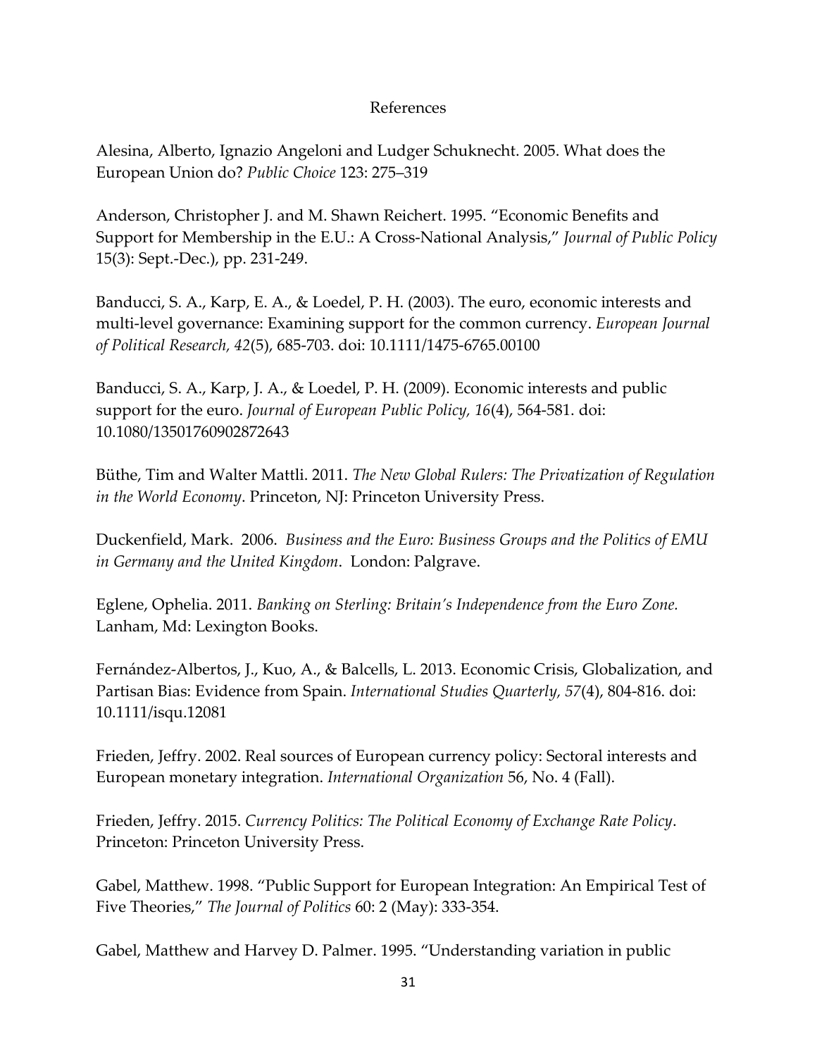# References

Alesina, Alberto, Ignazio Angeloni and Ludger Schuknecht. 2005. What does the European Union do? *Public Choice* 123: 275–319

Anderson, Christopher J. and M. Shawn Reichert. 1995. "Economic Benefits and Support for Membership in the E.U.: A Cross-National Analysis," *Journal of Public Policy* 15(3): Sept.-Dec.), pp. 231-249.

Banducci, S. A., Karp, E. A., & Loedel, P. H. (2003). The euro, economic interests and multi-level governance: Examining support for the common currency. *European Journal of Political Research, 42*(5), 685-703. doi: 10.1111/1475-6765.00100

Banducci, S. A., Karp, J. A., & Loedel, P. H. (2009). Economic interests and public support for the euro. *Journal of European Public Policy, 16*(4), 564-581. doi: 10.1080/13501760902872643

Büthe, Tim and Walter Mattli. 2011. *The New Global Rulers: The Privatization of Regulation in the World Economy*. Princeton, NJ: Princeton University Press.

Duckenfield, Mark. 2006. *Business and the Euro: Business Groups and the Politics of EMU in Germany and the United Kingdom*. London: Palgrave.

Eglene, Ophelia. 2011. *Banking on Sterling: Britain's Independence from the Euro Zone.* Lanham, Md: Lexington Books.

Fernández-Albertos, J., Kuo, A., & Balcells, L. 2013. Economic Crisis, Globalization, and Partisan Bias: Evidence from Spain. *International Studies Quarterly, 57*(4), 804-816. doi: 10.1111/isqu.12081

Frieden, Jeffry. 2002. Real sources of European currency policy: Sectoral interests and European monetary integration. *International Organization* 56, No. 4 (Fall).

Frieden, Jeffry. 2015. *Currency Politics: The Political Economy of Exchange Rate Policy*. Princeton: Princeton University Press.

Gabel, Matthew. 1998. "Public Support for European Integration: An Empirical Test of Five Theories," *The Journal of Politics* 60: 2 (May): 333-354.

Gabel, Matthew and Harvey D. Palmer. 1995. "Understanding variation in public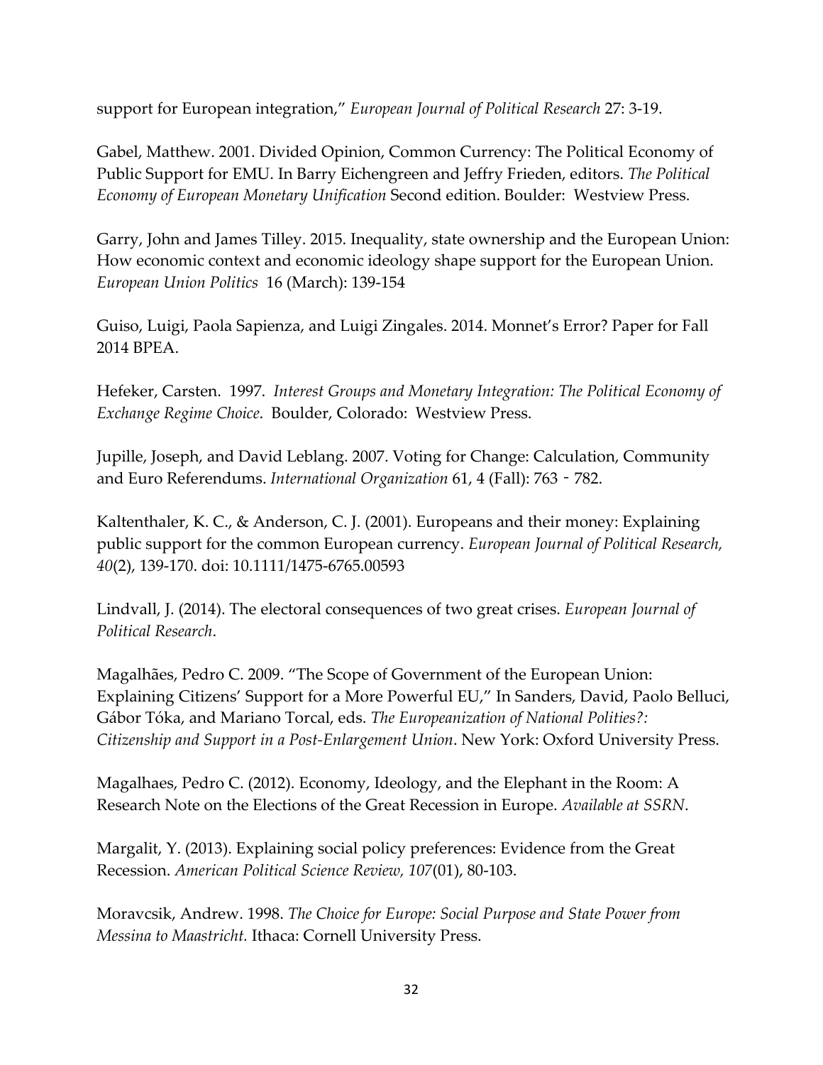support for European integration," *European Journal of Political Research* 27: 3-19.

Gabel, Matthew. 2001. Divided Opinion, Common Currency: The Political Economy of Public Support for EMU. In Barry Eichengreen and Jeffry Frieden, editors. *The Political Economy of European Monetary Unification* Second edition. Boulder: Westview Press.

Garry, John and James Tilley. 2015. Inequality, state ownership and the European Union: How economic context and economic ideology shape support for the European Union. *European Union Politics* 16 (March): 139-154

Guiso, Luigi, Paola Sapienza, and Luigi Zingales. 2014. Monnet's Error? Paper for Fall 2014 BPEA.

Hefeker, Carsten. 1997. *Interest Groups and Monetary Integration: The Political Economy of Exchange Regime Choice*. Boulder, Colorado: Westview Press.

Jupille, Joseph, and David Leblang. 2007. Voting for Change: Calculation, Community and Euro Referendums. *International Organization* 61, 4 (Fall): 763 - 782.

Kaltenthaler, K. C., & Anderson, C. J. (2001). Europeans and their money: Explaining public support for the common European currency. *European Journal of Political Research, 40*(2), 139-170. doi: 10.1111/1475-6765.00593

Lindvall, J. (2014). The electoral consequences of two great crises. *European Journal of Political Research*.

Magalhães, Pedro C. 2009. "The Scope of Government of the European Union: Explaining Citizens' Support for a More Powerful EU," In Sanders, David, Paolo Belluci, Gábor Tóka, and Mariano Torcal, eds. *The Europeanization of National Polities?: Citizenship and Support in a Post-Enlargement Union*. New York: Oxford University Press.

Magalhaes, Pedro C. (2012). Economy, Ideology, and the Elephant in the Room: A Research Note on the Elections of the Great Recession in Europe. *Available at SSRN*.

Margalit, Y. (2013). Explaining social policy preferences: Evidence from the Great Recession. *American Political Science Review, 107*(01), 80-103.

Moravcsik, Andrew. 1998. *The Choice for Europe: Social Purpose and State Power from Messina to Maastricht.* Ithaca: Cornell University Press.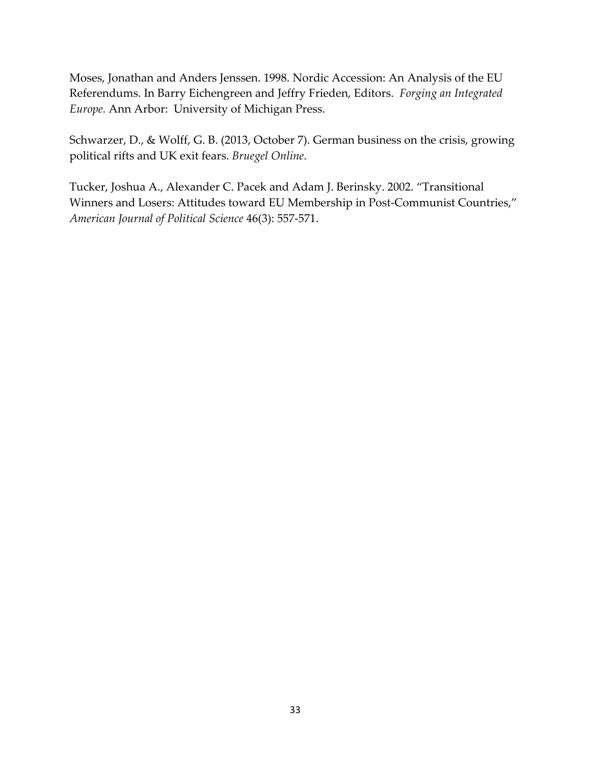Moses, Jonathan and Anders Jenssen. 1998. Nordic Accession: An Analysis of the EU Referendums. In Barry Eichengreen and Jeffry Frieden, Editors. *Forging an Integrated Europe.* Ann Arbor: University of Michigan Press.

Schwarzer, D., & Wolff, G. B. (2013, October 7). German business on the crisis, growing political rifts and UK exit fears. *Bruegel Online*.

Tucker, Joshua A., Alexander C. Pacek and Adam J. Berinsky. 2002. "Transitional Winners and Losers: Attitudes toward EU Membership in Post-Communist Countries," *American Journal of Political Science* 46(3): 557-571.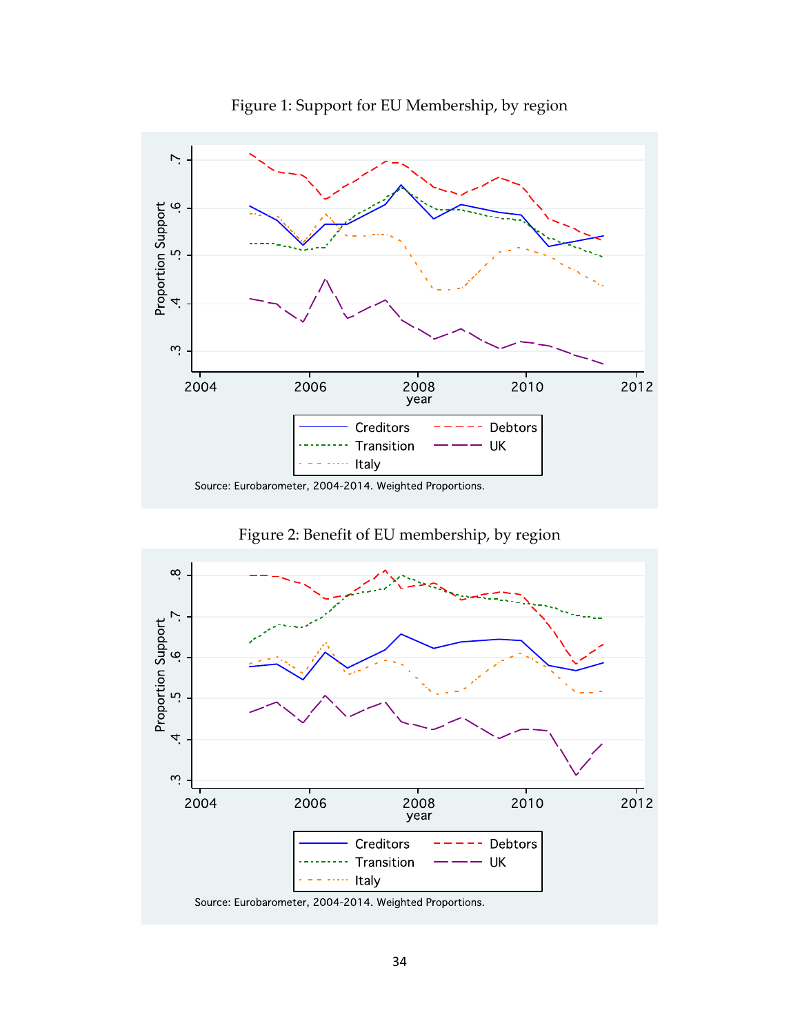Figure 1: Support for EU Membership, by region

Source: Eurobarometer, 2004-2014. Weighted Proportions.

Figure 2: Benefit of EU membership, by region

Source: Eurobarometer, 2004-2014. Weighted Proportions.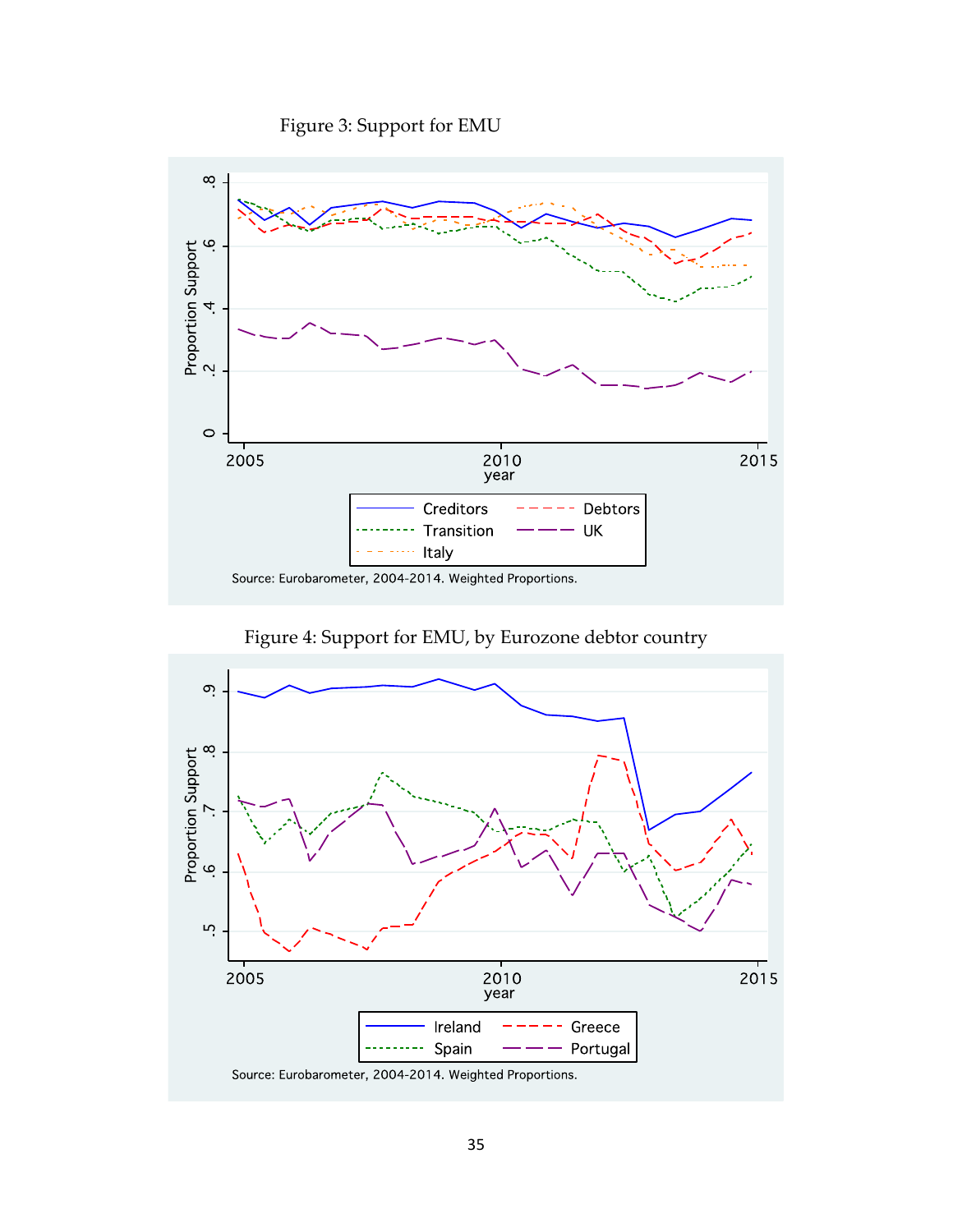Figure 3: Support for EMU

Source: Eurobarometer, 2004-2014. Weighted Proportions.

Figure 4: Support for EMU, by Eurozone debtor country

Source: Eurobarometer, 2004-2014. Weighted Proportions.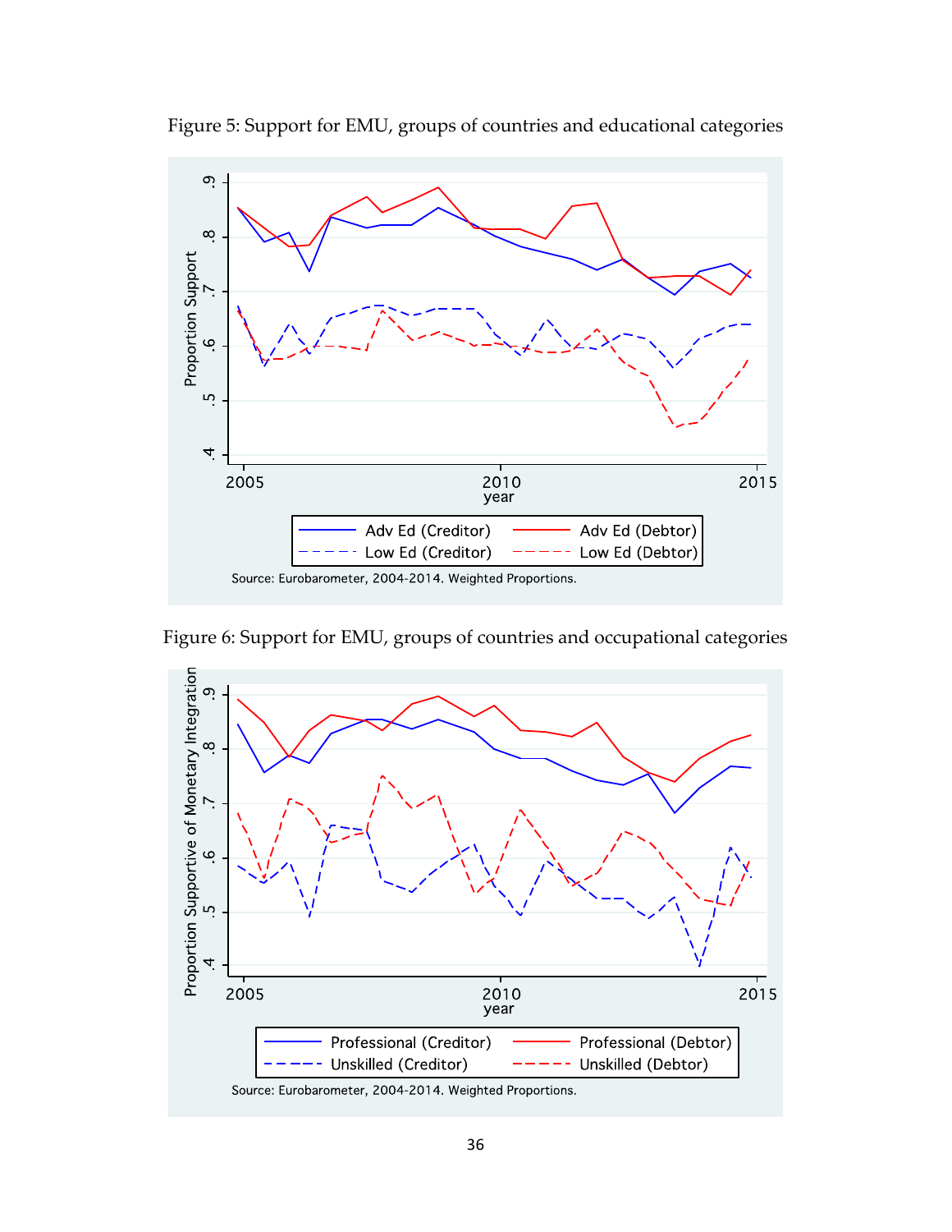Figure 5: Support for EMU, groups of countries and educational categories

Figure 6: Support for EMU, groups of countries and occupational categories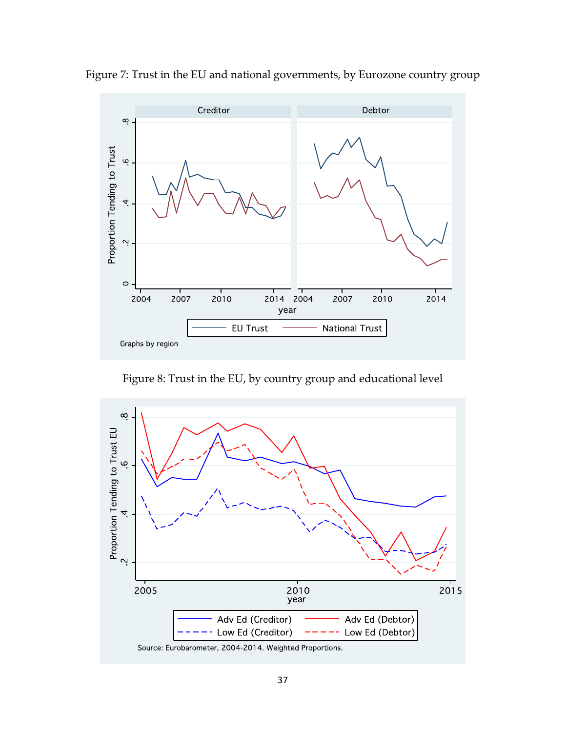Figure 7: Trust in the EU and national governments, by Eurozone country group

Figure 8: Trust in the EU, by country group and educational level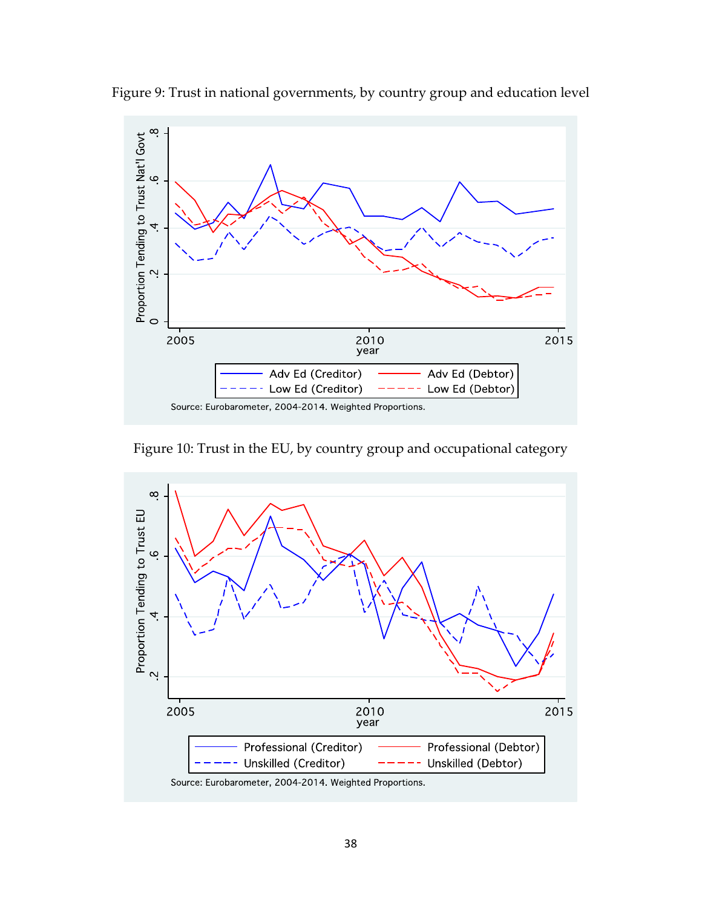Figure 9: Trust in national governments, by country group and education level

Figure 10: Trust in the EU, by country group and occupational category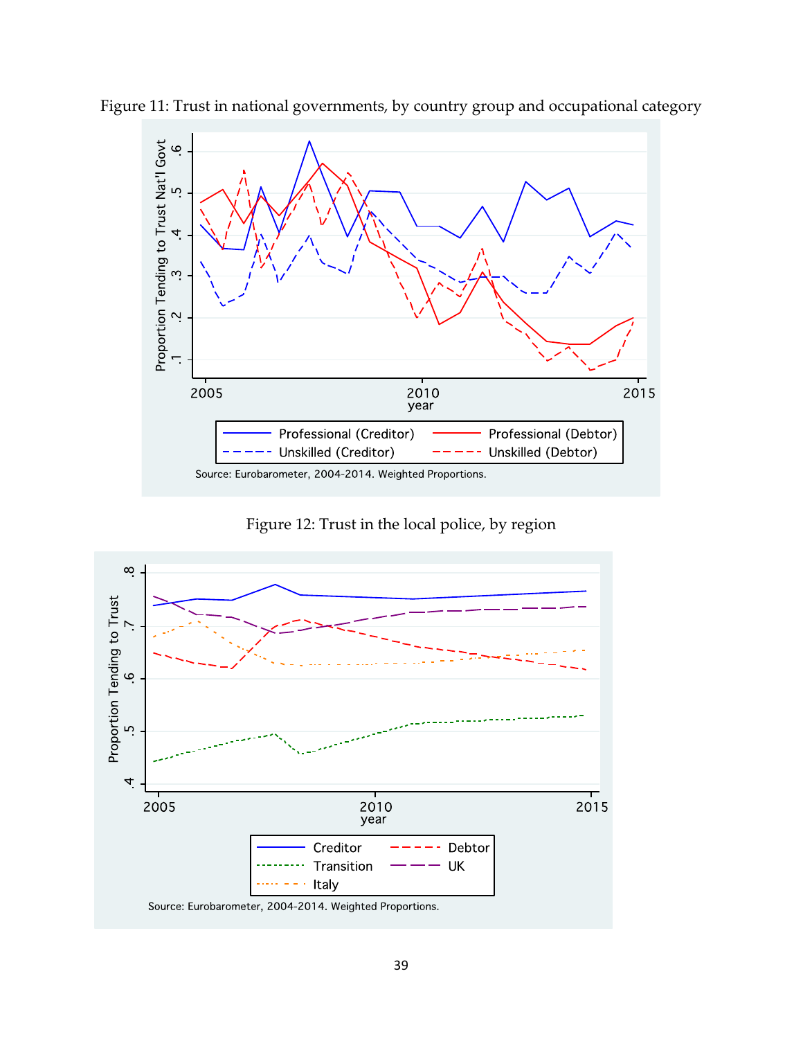Figure 11: Trust in national governments, by country group and occupational category

Source: Eurobarometer, 2004-2014. Weighted Proportions.

Figure 12: Trust in the local police, by region

Source: Eurobarometer, 2004-2014. Weighted Proportions.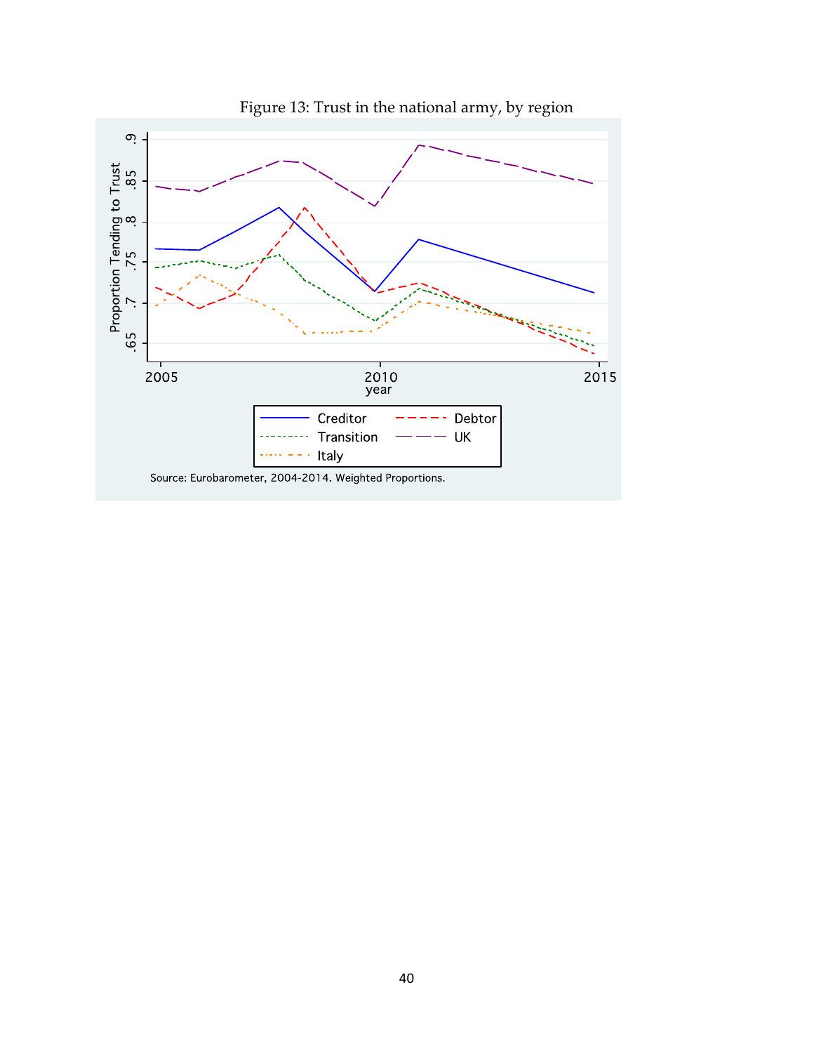Figure 13: Trust in the national army, by region

Source: Eurobarometer, 2004-2014. Weighted Proportions.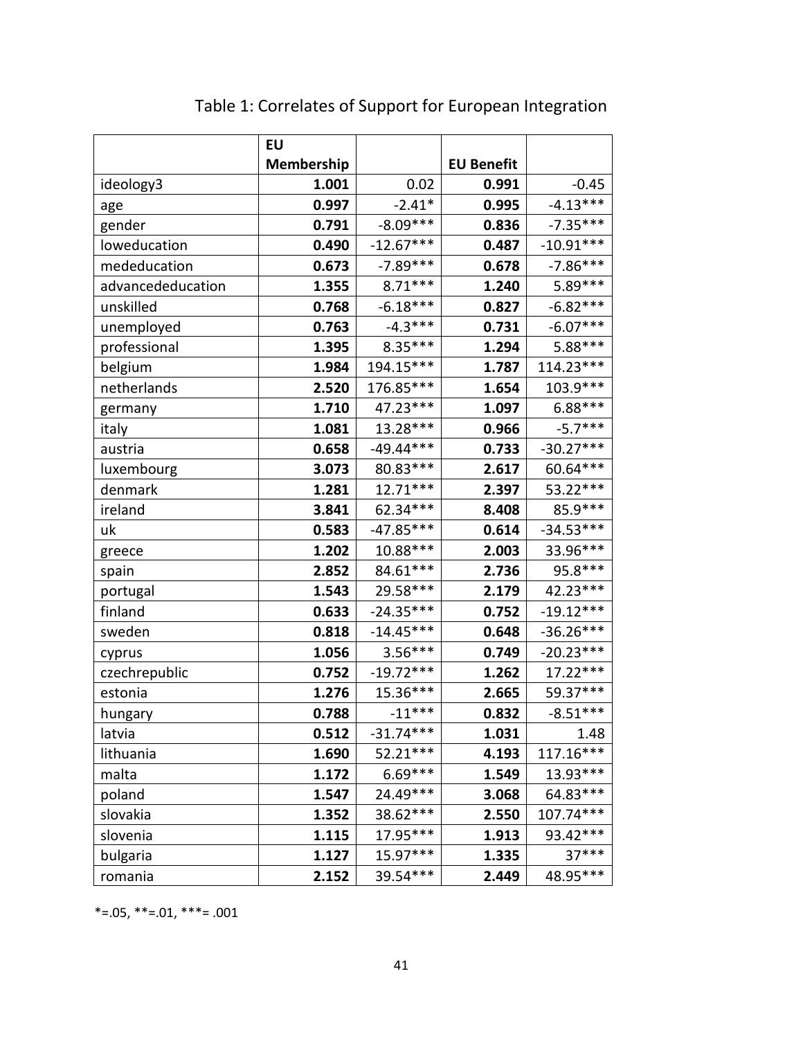Table 1: Correlates of Support for European Integration

| | EU Membership | | EU Benefit | |
|---|---|---|---|---|
| ideology3 | **1.001** | 0.02 | **0.991** | -0.45 |
| age | **0.997** | -2.41* | **0.995** | -4.13*** |
| gender | **0.791** | -8.09*** | **0.836** | -7.35*** |
| loweducation | **0.490** | -12.67*** | **0.487** | -10.91*** |
| mededucation | **0.673** | -7.89*** | **0.678** | -7.86*** |
| advancededucation | **1.355** | 8.71*** | **1.240** | 5.89*** |
| unskilled | **0.768** | -6.18*** | **0.827** | -6.82*** |
| unemployed | **0.763** | -4.3*** | **0.731** | -6.07*** |
| professional | **1.395** | 8.35*** | **1.294** | 5.88*** |
| belgium | **1.984** | 194.15*** | **1.787** | 114.23*** |
| netherlands | **2.520** | 176.85*** | **1.654** | 103.9*** |
| germany | **1.710** | 47.23*** | **1.097** | 6.88*** |
| italy | **1.081** | 13.28*** | **0.966** | -5.7*** |
| austria | **0.658** | -49.44*** | **0.733** | -30.27*** |
| luxembourg | **3.073** | 80.83*** | **2.617** | 60.64*** |
| denmark | **1.281** | 12.71*** | **2.397** | 53.22*** |
| ireland | **3.841** | 62.34*** | **8.408** | 85.9*** |
| uk | **0.583** | -47.85*** | **0.614** | -34.53*** |
| greece | **1.202** | 10.88*** | **2.003** | 33.96*** |
| spain | **2.852** | 84.61*** | **2.736** | 95.8*** |
| portugal | **1.543** | 29.58*** | **2.179** | 42.23*** |
| finland | **0.633** | -24.35*** | **0.752** | -19.12*** |
| sweden | **0.818** | -14.45*** | **0.648** | -36.26*** |
| cyprus | **1.056** | 3.56*** | **0.749** | -20.23*** |
| czechrepublic | **0.752** | -19.72*** | **1.262** | 17.22*** |
| estonia | **1.276** | 15.36*** | **2.665** | 59.37*** |
| hungary | **0.788** | -11*** | **0.832** | -8.51*** |
| latvia | **0.512** | -31.74*** | **1.031** | 1.48 |
| lithuania | **1.690** | 52.21*** | **4.193** | 117.16*** |
| malta | **1.172** | 6.69*** | **1.549** | 13.93*** |
| poland | **1.547** | 24.49*** | **3.068** | 64.83*** |
| slovakia | **1.352** | 38.62*** | **2.550** | 107.74*** |
| slovenia | **1.115** | 17.95*** | **1.913** | 93.42*** |
| bulgaria | **1.127** | 15.97*** | **1.335** | 37*** |
| romania | **2.152** | 39.54*** | **2.449** | 48.95*** |

*=.05, **=.01, ***= .001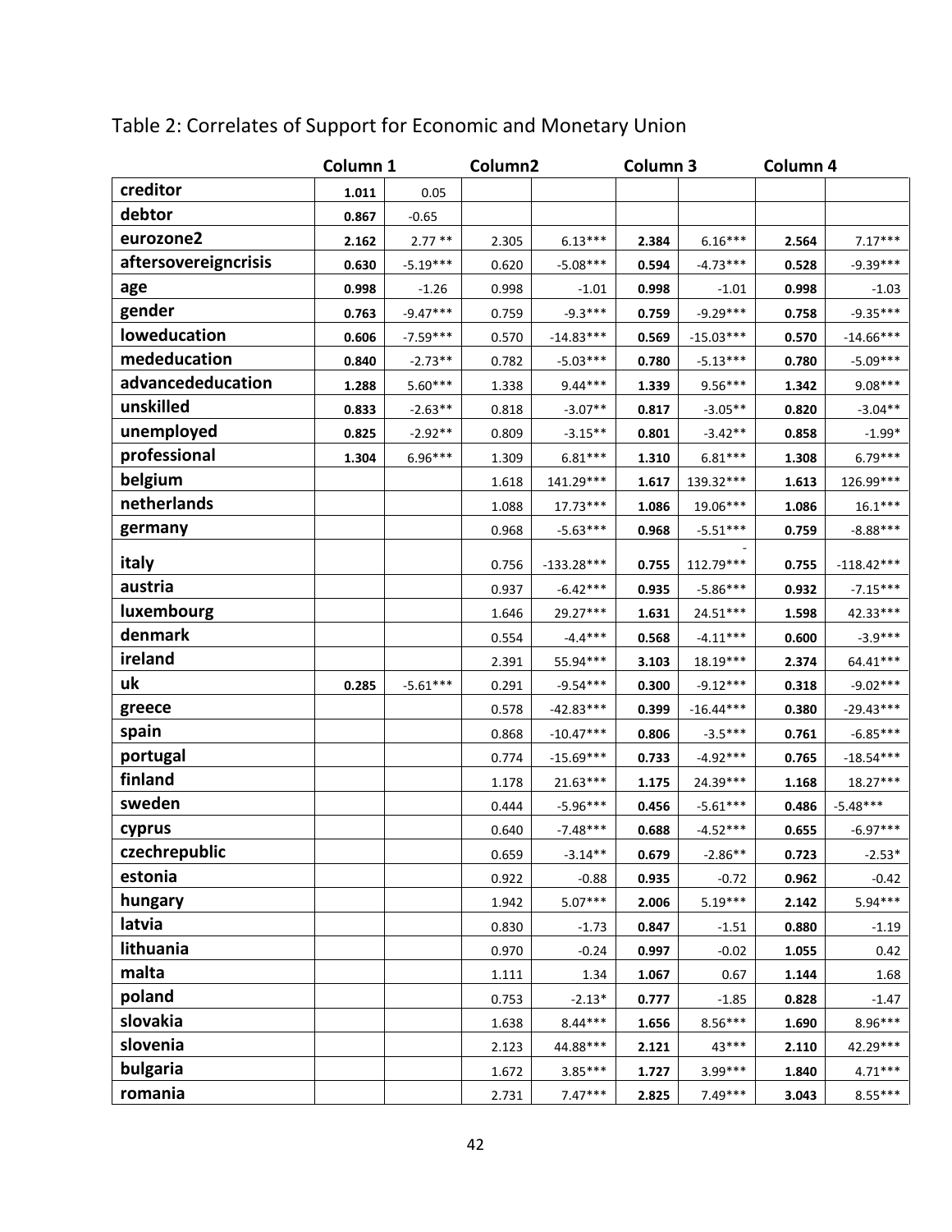Table 2: Correlates of Support for Economic and Monetary Union

| | Column 1 | | Column2 | | Column 3 | | Column 4 | |
|---|---|---|---|---|---|---|---|---|
| **creditor** | **1.011** | 0.05 | | | | | | |
| **debtor** | **0.867** | -0.65 | | | | | | |
| **eurozone2** | **2.162** | 2.77 ** | 2.305 | 6.13*** | **2.384** | 6.16*** | **2.564** | 7.17*** |
| **aftersovereigncrisis** | **0.630** | -5.19*** | 0.620 | -5.08*** | **0.594** | -4.73*** | **0.528** | -9.39*** |
| **age** | **0.998** | -1.26 | 0.998 | -1.01 | **0.998** | -1.01 | **0.998** | -1.03 |
| **gender** | **0.763** | -9.47*** | 0.759 | -9.3*** | **0.759** | -9.29*** | **0.758** | -9.35*** |
| **loweducation** | **0.606** | -7.59*** | 0.570 | -14.83*** | **0.569** | -15.03*** | **0.570** | -14.66*** |
| **mededucation** | **0.840** | -2.73** | 0.782 | -5.03*** | **0.780** | -5.13*** | **0.780** | -5.09*** |
| **advancededucation** | **1.288** | 5.60*** | 1.338 | 9.44*** | **1.339** | 9.56*** | **1.342** | 9.08*** |
| **unskilled** | **0.833** | -2.63** | 0.818 | -3.07** | **0.817** | -3.05** | **0.820** | -3.04** |
| **unemployed** | **0.825** | -2.92** | 0.809 | -3.15** | **0.801** | -3.42** | **0.858** | -1.99* |
| **professional** | **1.304** | 6.96*** | 1.309 | 6.81*** | **1.310** | 6.81*** | **1.308** | 6.79*** |
| **belgium** | | | 1.618 | 141.29*** | **1.617** | 139.32*** | **1.613** | 126.99*** |
| **netherlands** | | | 1.088 | 17.73*** | **1.086** | 19.06*** | **1.086** | 16.1*** |
| **germany** | | | 0.968 | -5.63*** | **0.968** | -5.51*** | **0.759** | -8.88*** |
| **italy** | | | 0.756 | -133.28*** | **0.755** | -112.79*** | **0.755** | -118.42*** |
| **austria** | | | 0.937 | -6.42*** | **0.935** | -5.86*** | **0.932** | -7.15*** |
| **luxembourg** | | | 1.646 | 29.27*** | **1.631** | 24.51*** | **1.598** | 42.33*** |
| **denmark** | | | 0.554 | -4.4*** | **0.568** | -4.11*** | **0.600** | -3.9*** |
| **ireland** | | | 2.391 | 55.94*** | **3.103** | 18.19*** | **2.374** | 64.41*** |
| **uk** | **0.285** | -5.61*** | 0.291 | -9.54*** | **0.300** | -9.12*** | **0.318** | -9.02*** |
| **greece** | | | 0.578 | -42.83*** | **0.399** | -16.44*** | **0.380** | -29.43*** |
| **spain** | | | 0.868 | -10.47*** | **0.806** | -3.5*** | **0.761** | -6.85*** |
| **portugal** | | | 0.774 | -15.69*** | **0.733** | -4.92*** | **0.765** | -18.54*** |
| **finland** | | | 1.178 | 21.63*** | **1.175** | 24.39*** | **1.168** | 18.27*** |
| **sweden** | | | 0.444 | -5.96*** | **0.456** | -5.61*** | **0.486** | -5.48*** |
| **cyprus** | | | 0.640 | -7.48*** | **0.688** | -4.52*** | **0.655** | -6.97*** |
| **czechrepublic** | | | 0.659 | -3.14** | **0.679** | -2.86** | **0.723** | -2.53* |
| **estonia** | | | 0.922 | -0.88 | **0.935** | -0.72 | **0.962** | -0.42 |
| **hungary** | | | 1.942 | 5.07*** | **2.006** | 5.19*** | **2.142** | 5.94*** |
| **latvia** | | | 0.830 | -1.73 | **0.847** | -1.51 | **0.880** | -1.19 |
| **lithuania** | | | 0.970 | -0.24 | **0.997** | -0.02 | **1.055** | 0.42 |
| **malta** | | | 1.111 | 1.34 | **1.067** | 0.67 | **1.144** | 1.68 |
| **poland** | | | 0.753 | -2.13* | **0.777** | -1.85 | **0.828** | -1.47 |
| **slovakia** | | | 1.638 | 8.44*** | **1.656** | 8.56*** | **1.690** | 8.96*** |
| **slovenia** | | | 2.123 | 44.88*** | **2.121** | 43*** | **2.110** | 42.29*** |
| **bulgaria** | | | 1.672 | 3.85*** | **1.727** | 3.99*** | **1.840** | 4.71*** |
| **romania** | | | 2.731 | 7.47*** | **2.825** | 7.49*** | **3.043** | 8.55*** |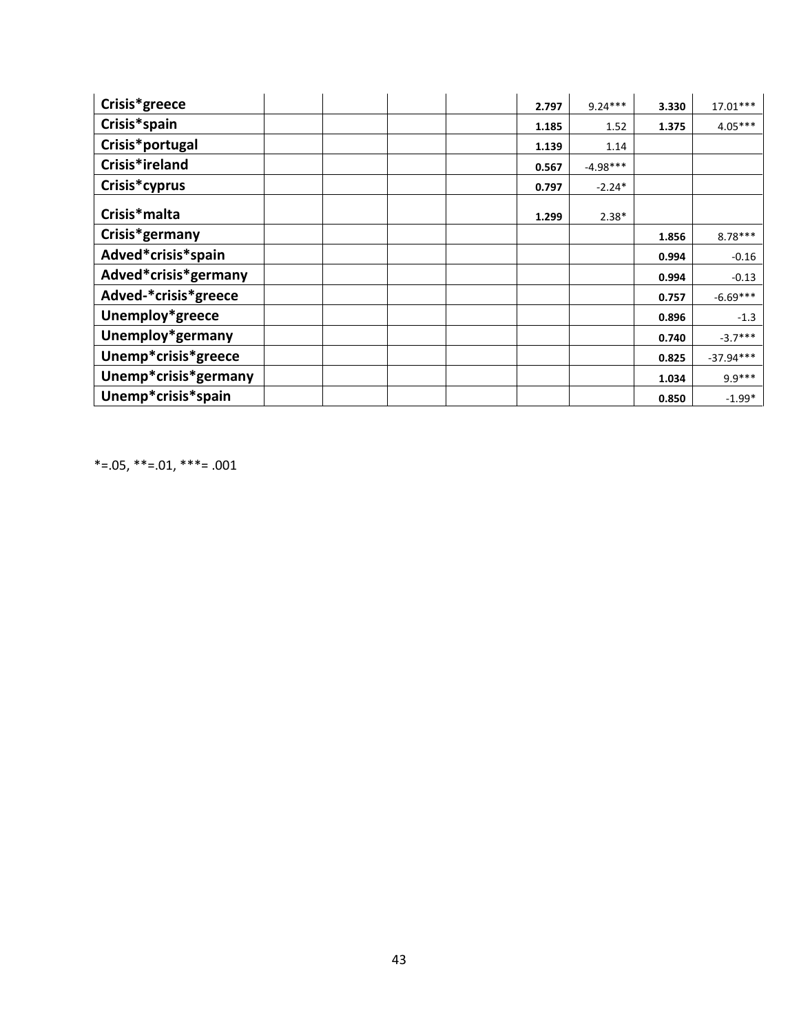| | | | | | | | | |
|---|---|---|---|---|---|---|---|---|
| **Crisis*greece** | | | | | **2.797** | 9.24*** | **3.330** | 17.01*** |
| **Crisis*spain** | | | | | **1.185** | 1.52 | **1.375** | 4.05*** |
| **Crisis*portugal** | | | | | **1.139** | 1.14 | | |
| **Crisis*ireland** | | | | | **0.567** | -4.98*** | | |
| **Crisis*cyprus** | | | | | **0.797** | -2.24* | | |
| **Crisis*malta** | | | | | **1.299** | 2.38* | | |
| **Crisis*germany** | | | | | | | **1.856** | 8.78*** |
| **Adved*crisis*spain** | | | | | | | **0.994** | -0.16 |
| **Adved*crisis*germany** | | | | | | | **0.994** | -0.13 |
| **Adved-*crisis*greece** | | | | | | | **0.757** | -6.69*** |
| **Unemploy*greece** | | | | | | | **0.896** | -1.3 |
| **Unemploy*germany** | | | | | | | **0.740** | -3.7*** |
| **Unemp*crisis*greece** | | | | | | | **0.825** | -37.94*** |
| **Unemp*crisis*germany** | | | | | | | **1.034** | 9.9*** |
| **Unemp*crisis*spain** | | | | | | | **0.850** | -1.99* |

*=.05, **=.01, ***= .001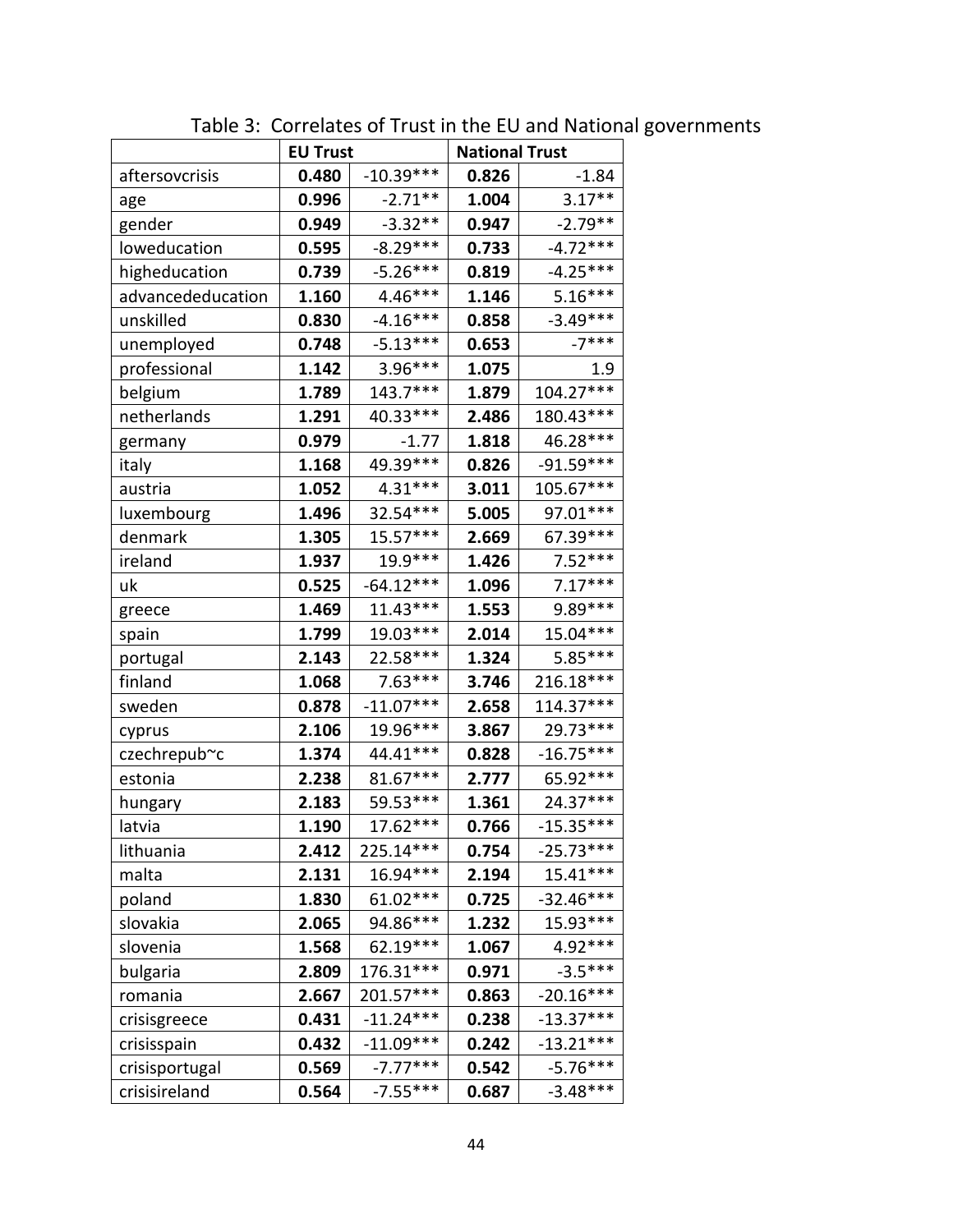Table 3: Correlates of Trust in the EU and National governments

| | EU Trust | | National Trust | |
|---|---|---|---|---|
| aftersovcrisis | **0.480** | -10.39*** | **0.826** | -1.84 |
| age | **0.996** | -2.71** | **1.004** | 3.17** |
| gender | **0.949** | -3.32** | **0.947** | -2.79** |
| loweducation | **0.595** | -8.29*** | **0.733** | -4.72*** |
| higheducation | **0.739** | -5.26*** | **0.819** | -4.25*** |
| advancededucation | **1.160** | 4.46*** | **1.146** | 5.16*** |
| unskilled | **0.830** | -4.16*** | **0.858** | -3.49*** |
| unemployed | **0.748** | -5.13*** | **0.653** | -7*** |
| professional | **1.142** | 3.96*** | **1.075** | 1.9 |
| belgium | **1.789** | 143.7*** | **1.879** | 104.27*** |
| netherlands | **1.291** | 40.33*** | **2.486** | 180.43*** |
| germany | **0.979** | -1.77 | **1.818** | 46.28*** |
| italy | **1.168** | 49.39*** | **0.826** | -91.59*** |
| austria | **1.052** | 4.31*** | **3.011** | 105.67*** |
| luxembourg | **1.496** | 32.54*** | **5.005** | 97.01*** |
| denmark | **1.305** | 15.57*** | **2.669** | 67.39*** |
| ireland | **1.937** | 19.9*** | **1.426** | 7.52*** |
| uk | **0.525** | -64.12*** | **1.096** | 7.17*** |
| greece | **1.469** | 11.43*** | **1.553** | 9.89*** |
| spain | **1.799** | 19.03*** | **2.014** | 15.04*** |
| portugal | **2.143** | 22.58*** | **1.324** | 5.85*** |
| finland | **1.068** | 7.63*** | **3.746** | 216.18*** |
| sweden | **0.878** | -11.07*** | **2.658** | 114.37*** |
| cyprus | **2.106** | 19.96*** | **3.867** | 29.73*** |
| czechrepub~c | **1.374** | 44.41*** | **0.828** | -16.75*** |
| estonia | **2.238** | 81.67*** | **2.777** | 65.92*** |
| hungary | **2.183** | 59.53*** | **1.361** | 24.37*** |
| latvia | **1.190** | 17.62*** | **0.766** | -15.35*** |
| lithuania | **2.412** | 225.14*** | **0.754** | -25.73*** |
| malta | **2.131** | 16.94*** | **2.194** | 15.41*** |
| poland | **1.830** | 61.02*** | **0.725** | -32.46*** |
| slovakia | **2.065** | 94.86*** | **1.232** | 15.93*** |
| slovenia | **1.568** | 62.19*** | **1.067** | 4.92*** |
| bulgaria | **2.809** | 176.31*** | **0.971** | -3.5*** |
| romania | **2.667** | 201.57*** | **0.863** | -20.16*** |
| crisisgreece | **0.431** | -11.24*** | **0.238** | -13.37*** |
| crisisspain | **0.432** | -11.09*** | **0.242** | -13.21*** |
| crisisportugal | **0.569** | -7.77*** | **0.542** | -5.76*** |
| crisisireland | **0.564** | -7.55*** | **0.687** | -3.48*** |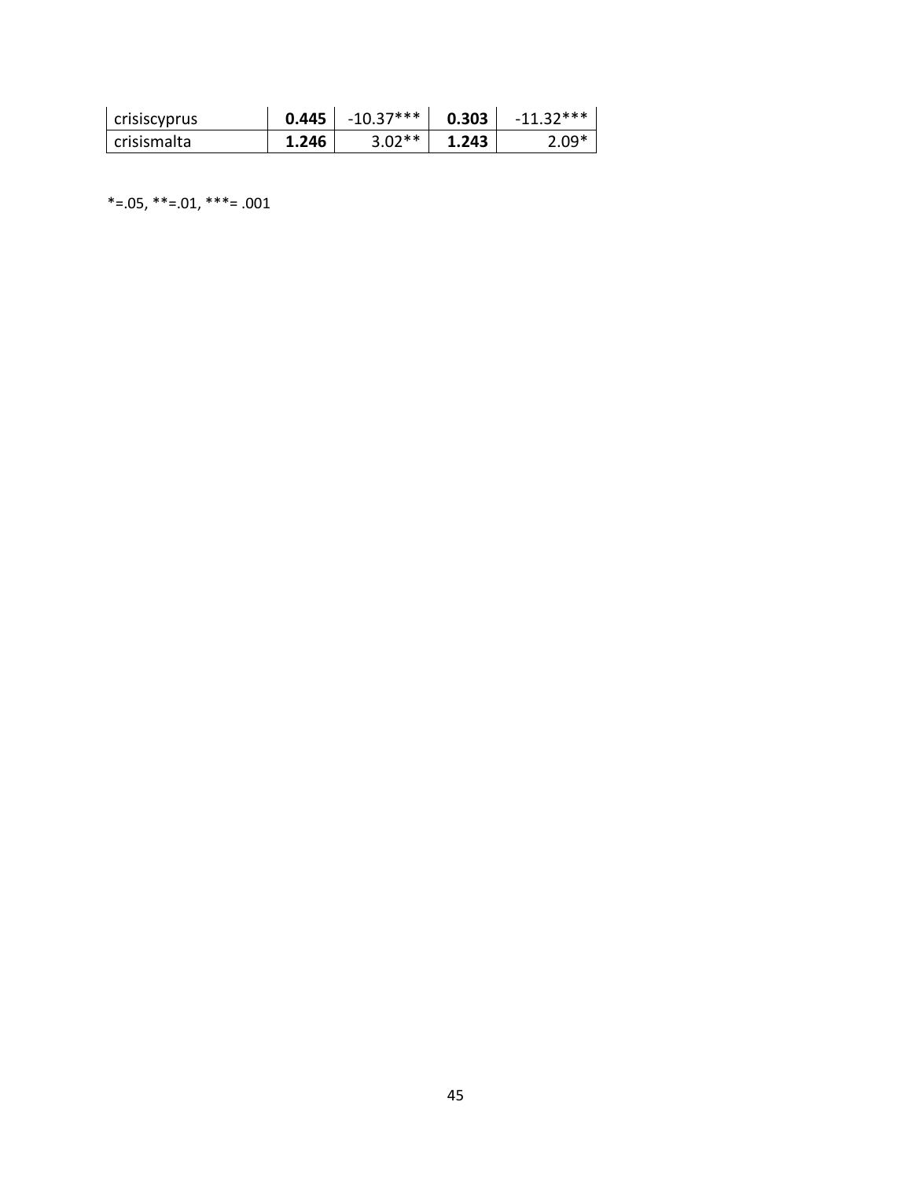| | | | | |
|---|---|---|---|---|
| crisiscyprus | **0.445** | -10.37*** | **0.303** | -11.32*** |
| crisismalta | **1.246** | 3.02** | **1.243** | 2.09* |

*=.05, **=.01, ***= .001